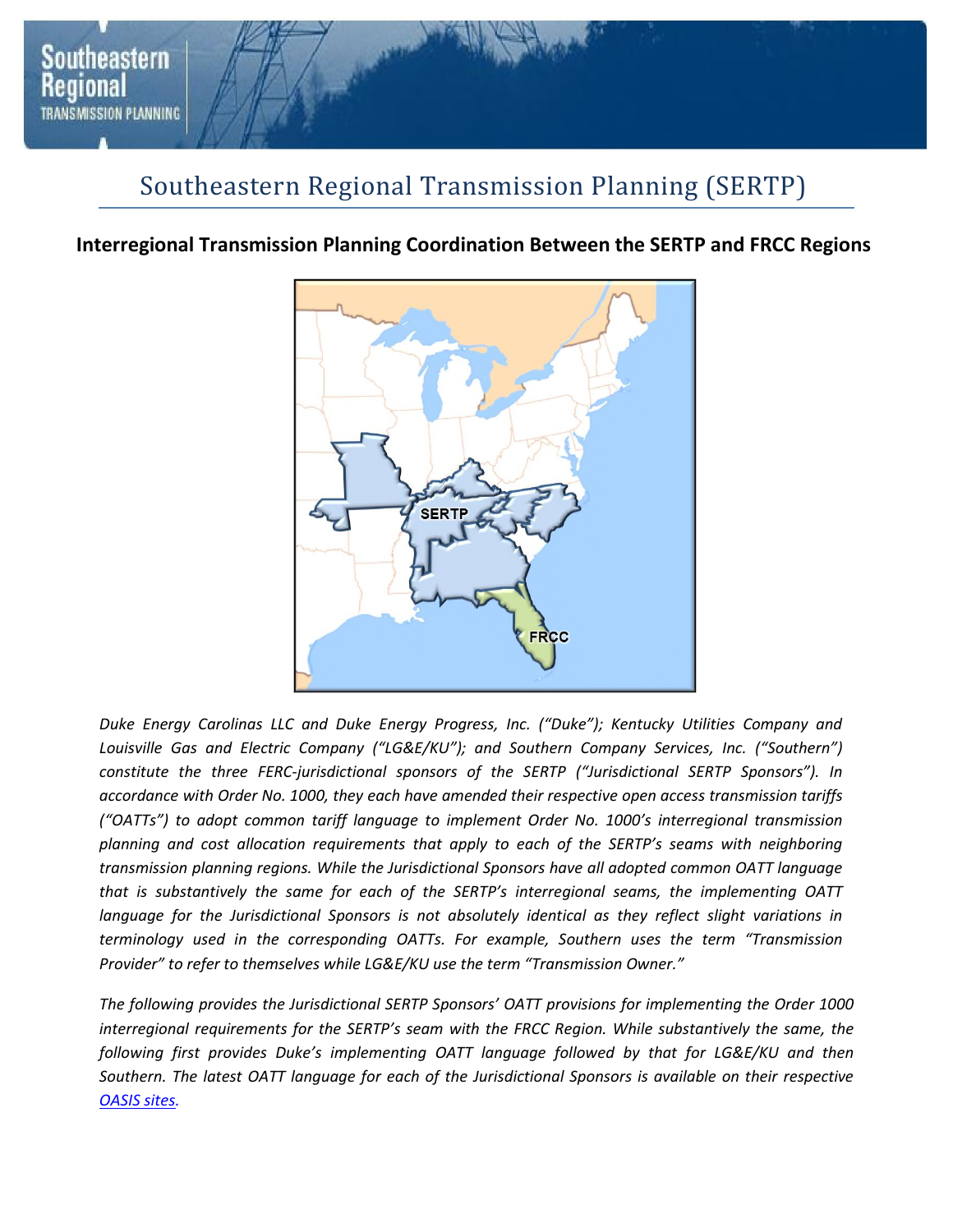# Southeastern Regional Transmission Planning (SERTP)

## Interregional Transmission Planning Coordination Between the SERTP and FRCC Regions

*Duke Energy Carolinas LLC and Duke Energy Progress, Inc. ("Duke"); Kentucky Utilities Company and Louisville Gas and Electric Company ("LG&E/KU"); and Southern Company Services, Inc. ("Southern") constitute the three FERC-jurisdictional sponsors of the SERTP ("Jurisdictional SERTP Sponsors"). In accordance with Order No. 1000, they each have amended their respective open access transmission tariffs ("OATTs") to adopt common tariff language to implement Order No. 1000's interregional transmission planning and cost allocation requirements that apply to each of the SERTP's seams with neighboring transmission planning regions. While the Jurisdictional Sponsors have all adopted common OATT language that is substantively the same for each of the SERTP's interregional seams, the implementing OATT language for the Jurisdictional Sponsors is not absolutely identical as they reflect slight variations in terminology used in the corresponding OATTs. For example, Southern uses the term "Transmission Provider" to refer to themselves while LG&E/KU use the term "Transmission Owner."*

*The following provides the Jurisdictional SERTP Sponsors' OATT provisions for implementing the Order 1000 interregional requirements for the SERTP's seam with the FRCC Region. While substantively the same, the following first provides Duke's implementing OATT language followed by that for LG&E/KU and then Southern. The latest OATT language for each of the Jurisdictional Sponsors is available on their respective OASIS sites.*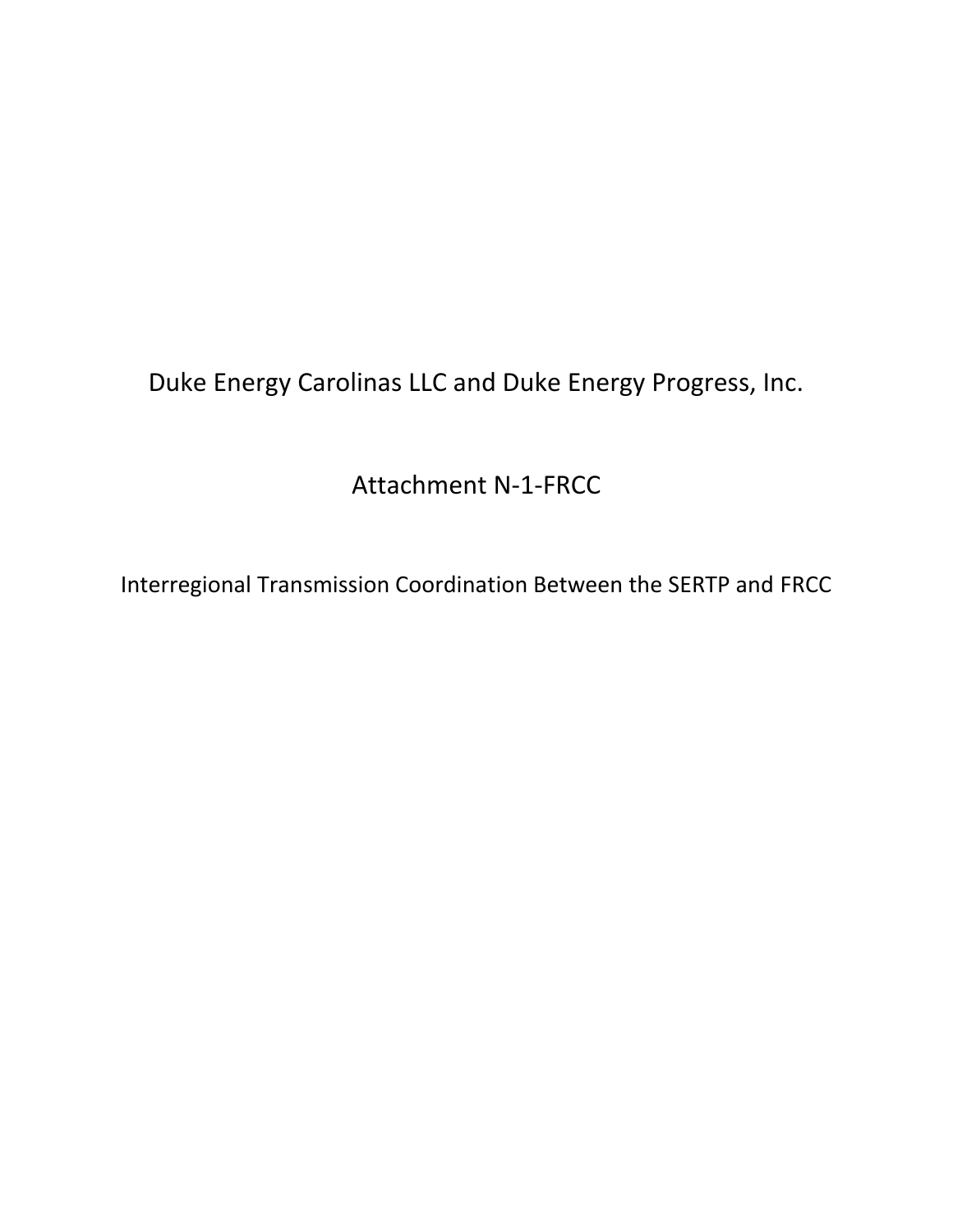# Duke Energy Carolinas LLC and Duke Energy Progress, Inc.

## Attachment N-1-FRCC

### Interregional Transmission Coordination Between the SERTP and FRCC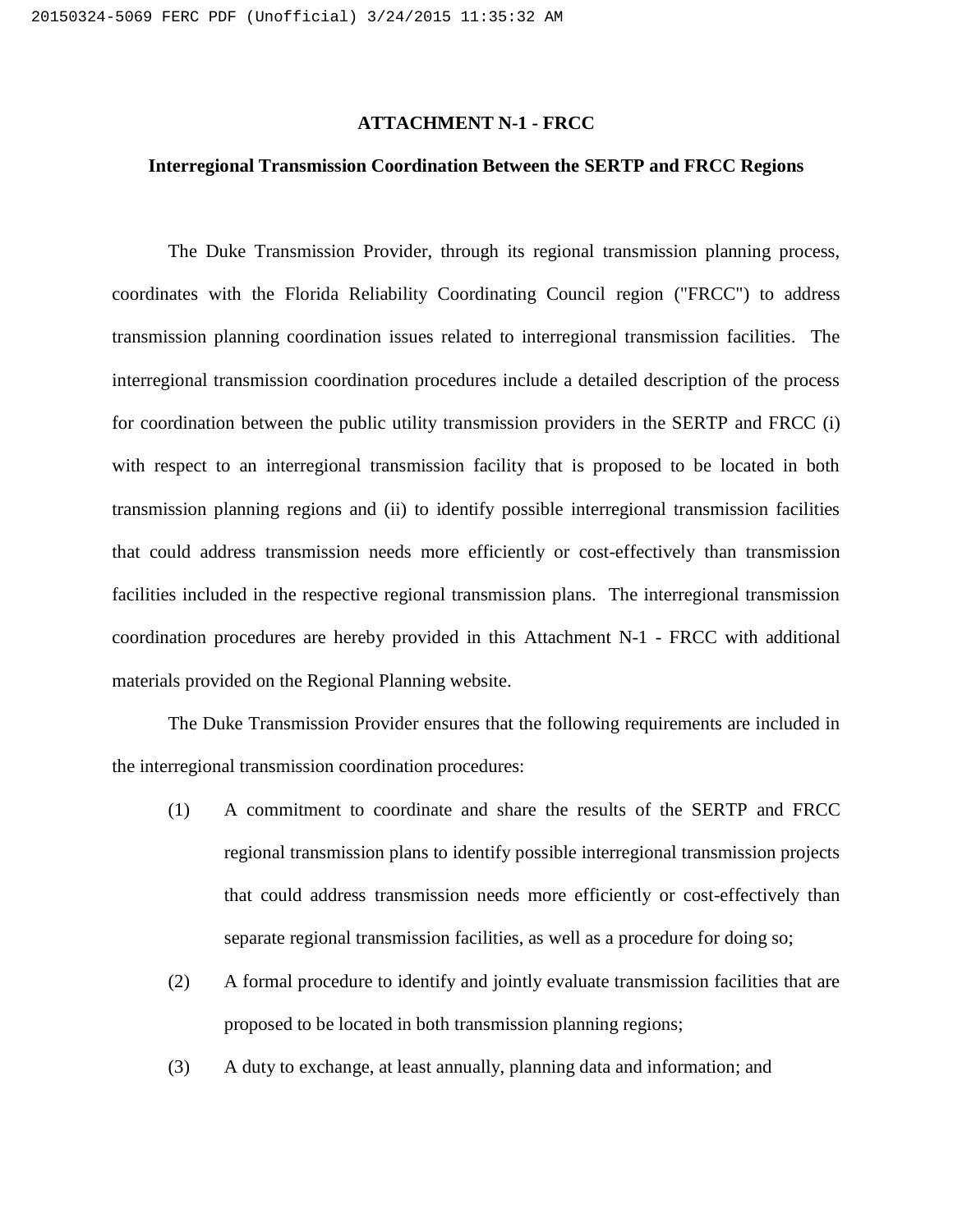## ATTACHMENT N-1 - FRCC

### Interregional Transmission Coordination Between the SERTP and FRCC Regions

The Duke Transmission Provider, through its regional transmission planning process, coordinates with the Florida Reliability Coordinating Council region ("FRCC") to address transmission planning coordination issues related to interregional transmission facilities. The interregional transmission coordination procedures include a detailed description of the process for coordination between the public utility transmission providers in the SERTP and FRCC (i) with respect to an interregional transmission facility that is proposed to be located in both transmission planning regions and (ii) to identify possible interregional transmission facilities that could address transmission needs more efficiently or cost-effectively than transmission facilities included in the respective regional transmission plans. The interregional transmission coordination procedures are hereby provided in this Attachment N-1 - FRCC with additional materials provided on the Regional Planning website.

The Duke Transmission Provider ensures that the following requirements are included in the interregional transmission coordination procedures:

(1) A commitment to coordinate and share the results of the SERTP and FRCC regional transmission plans to identify possible interregional transmission projects that could address transmission needs more efficiently or cost-effectively than separate regional transmission facilities, as well as a procedure for doing so;

(2) A formal procedure to identify and jointly evaluate transmission facilities that are proposed to be located in both transmission planning regions;

(3) A duty to exchange, at least annually, planning data and information; and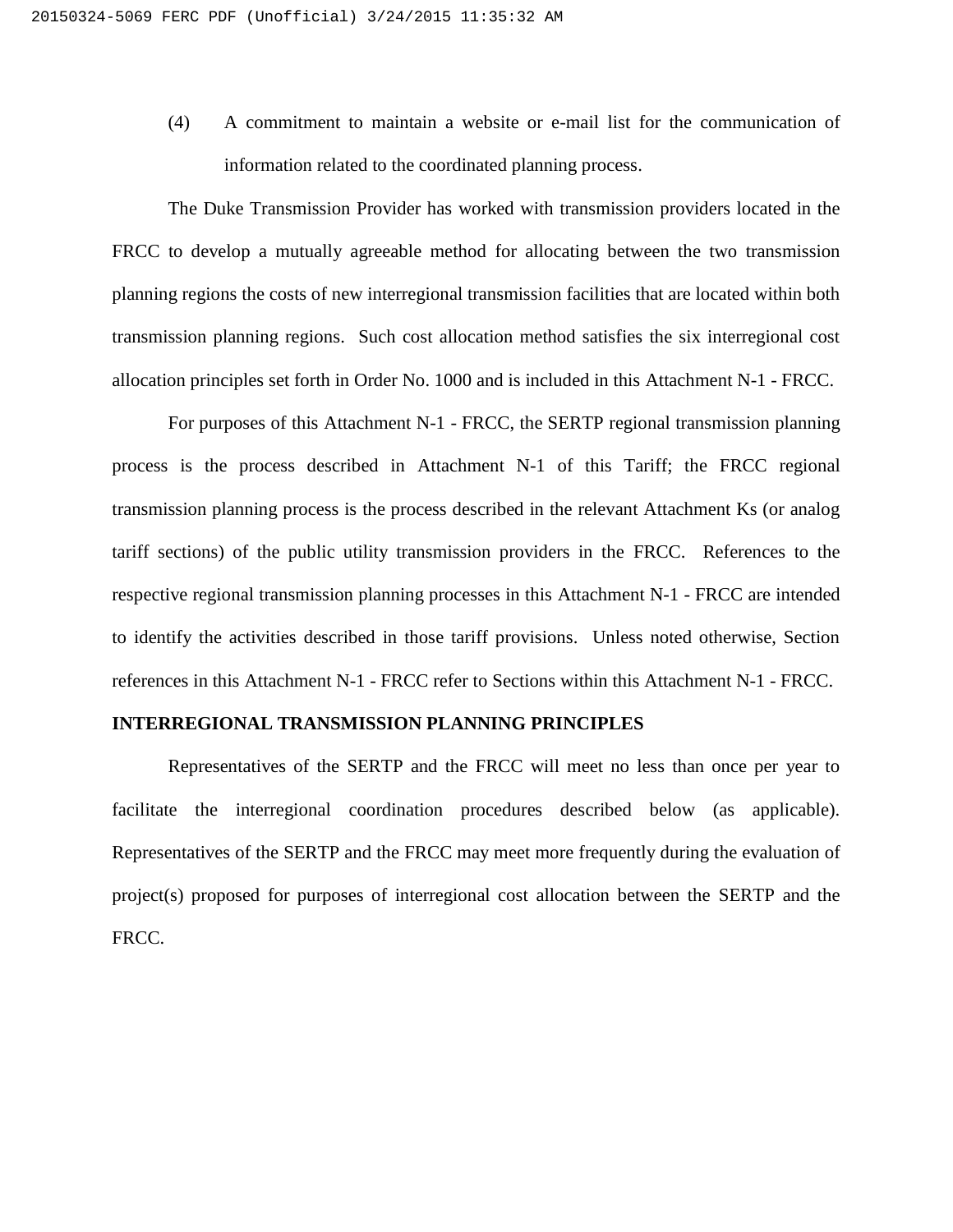(4) A commitment to maintain a website or e-mail list for the communication of information related to the coordinated planning process.

The Duke Transmission Provider has worked with transmission providers located in the FRCC to develop a mutually agreeable method for allocating between the two transmission planning regions the costs of new interregional transmission facilities that are located within both transmission planning regions. Such cost allocation method satisfies the six interregional cost allocation principles set forth in Order No. 1000 and is included in this Attachment N-1 - FRCC.

For purposes of this Attachment N-1 - FRCC, the SERTP regional transmission planning process is the process described in Attachment N-1 of this Tariff; the FRCC regional transmission planning process is the process described in the relevant Attachment Ks (or analog tariff sections) of the public utility transmission providers in the FRCC. References to the respective regional transmission planning processes in this Attachment N-1 - FRCC are intended to identify the activities described in those tariff provisions. Unless noted otherwise, Section references in this Attachment N-1 - FRCC refer to Sections within this Attachment N-1 - FRCC.

**INTERREGIONAL TRANSMISSION PLANNING PRINCIPLES**

Representatives of the SERTP and the FRCC will meet no less than once per year to facilitate the interregional coordination procedures described below (as applicable). Representatives of the SERTP and the FRCC may meet more frequently during the evaluation of project(s) proposed for purposes of interregional cost allocation between the SERTP and the FRCC.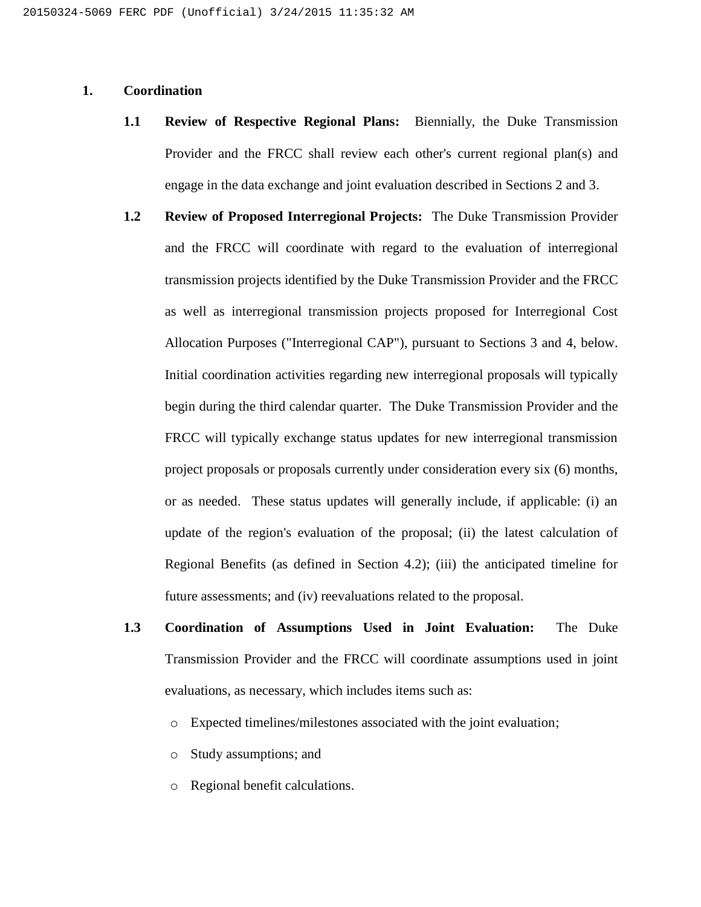## 1. Coordination

**1.1 Review of Respective Regional Plans:** Biennially, the Duke Transmission Provider and the FRCC shall review each other's current regional plan(s) and engage in the data exchange and joint evaluation described in Sections 2 and 3.

**1.2 Review of Proposed Interregional Projects:** The Duke Transmission Provider and the FRCC will coordinate with regard to the evaluation of interregional transmission projects identified by the Duke Transmission Provider and the FRCC as well as interregional transmission projects proposed for Interregional Cost Allocation Purposes ("Interregional CAP"), pursuant to Sections 3 and 4, below. Initial coordination activities regarding new interregional proposals will typically begin during the third calendar quarter. The Duke Transmission Provider and the FRCC will typically exchange status updates for new interregional transmission project proposals or proposals currently under consideration every six (6) months, or as needed. These status updates will generally include, if applicable: (i) an update of the region's evaluation of the proposal; (ii) the latest calculation of Regional Benefits (as defined in Section 4.2); (iii) the anticipated timeline for future assessments; and (iv) reevaluations related to the proposal.

**1.3 Coordination of Assumptions Used in Joint Evaluation:** The Duke Transmission Provider and the FRCC will coordinate assumptions used in joint evaluations, as necessary, which includes items such as:

- Expected timelines/milestones associated with the joint evaluation;
- Study assumptions; and
- Regional benefit calculations.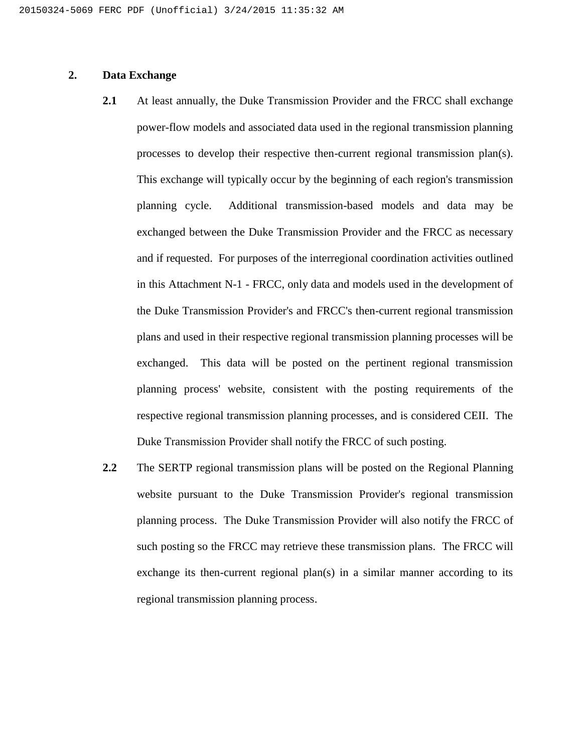## 2. Data Exchange

**2.1** At least annually, the Duke Transmission Provider and the FRCC shall exchange power-flow models and associated data used in the regional transmission planning processes to develop their respective then-current regional transmission plan(s). This exchange will typically occur by the beginning of each region's transmission planning cycle. Additional transmission-based models and data may be exchanged between the Duke Transmission Provider and the FRCC as necessary and if requested. For purposes of the interregional coordination activities outlined in this Attachment N-1 - FRCC, only data and models used in the development of the Duke Transmission Provider's and FRCC's then-current regional transmission plans and used in their respective regional transmission planning processes will be exchanged. This data will be posted on the pertinent regional transmission planning process' website, consistent with the posting requirements of the respective regional transmission planning processes, and is considered CEII. The Duke Transmission Provider shall notify the FRCC of such posting.

**2.2** The SERTP regional transmission plans will be posted on the Regional Planning website pursuant to the Duke Transmission Provider's regional transmission planning process. The Duke Transmission Provider will also notify the FRCC of such posting so the FRCC may retrieve these transmission plans. The FRCC will exchange its then-current regional plan(s) in a similar manner according to its regional transmission planning process.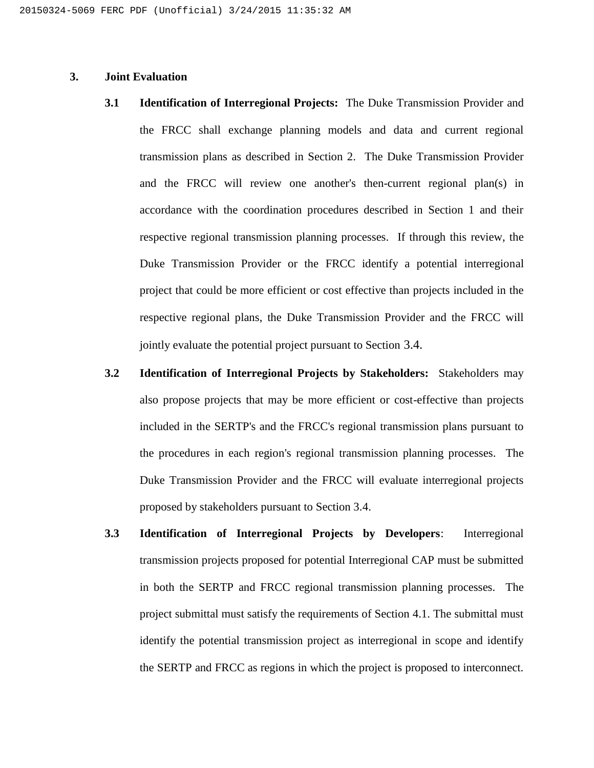## 3. Joint Evaluation

**3.1 Identification of Interregional Projects:** The Duke Transmission Provider and the FRCC shall exchange planning models and data and current regional transmission plans as described in Section 2. The Duke Transmission Provider and the FRCC will review one another's then-current regional plan(s) in accordance with the coordination procedures described in Section 1 and their respective regional transmission planning processes. If through this review, the Duke Transmission Provider or the FRCC identify a potential interregional project that could be more efficient or cost effective than projects included in the respective regional plans, the Duke Transmission Provider and the FRCC will jointly evaluate the potential project pursuant to Section 3.4.

**3.2 Identification of Interregional Projects by Stakeholders:** Stakeholders may also propose projects that may be more efficient or cost-effective than projects included in the SERTP's and the FRCC's regional transmission plans pursuant to the procedures in each region's regional transmission planning processes. The Duke Transmission Provider and the FRCC will evaluate interregional projects proposed by stakeholders pursuant to Section 3.4.

**3.3 Identification of Interregional Projects by Developers**: Interregional transmission projects proposed for potential Interregional CAP must be submitted in both the SERTP and FRCC regional transmission planning processes. The project submittal must satisfy the requirements of Section 4.1. The submittal must identify the potential transmission project as interregional in scope and identify the SERTP and FRCC as regions in which the project is proposed to interconnect.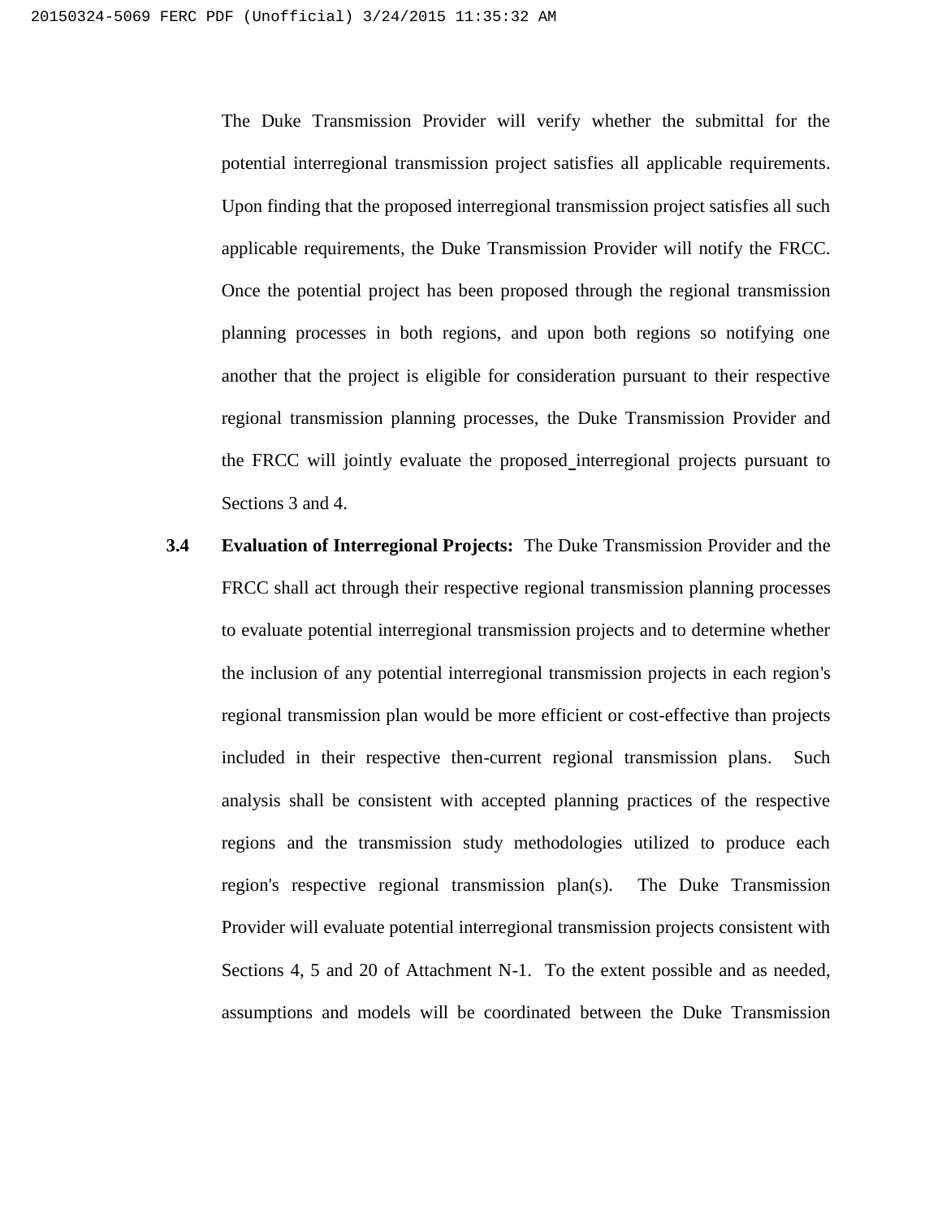The Duke Transmission Provider will verify whether the submittal for the potential interregional transmission project satisfies all applicable requirements. Upon finding that the proposed interregional transmission project satisfies all such applicable requirements, the Duke Transmission Provider will notify the FRCC. Once the potential project has been proposed through the regional transmission planning processes in both regions, and upon both regions so notifying one another that the project is eligible for consideration pursuant to their respective regional transmission planning processes, the Duke Transmission Provider and the FRCC will jointly evaluate the proposed interregional projects pursuant to Sections 3 and 4.

**3.4 Evaluation of Interregional Projects:** The Duke Transmission Provider and the FRCC shall act through their respective regional transmission planning processes to evaluate potential interregional transmission projects and to determine whether the inclusion of any potential interregional transmission projects in each region's regional transmission plan would be more efficient or cost-effective than projects included in their respective then-current regional transmission plans. Such analysis shall be consistent with accepted planning practices of the respective regions and the transmission study methodologies utilized to produce each region's respective regional transmission plan(s). The Duke Transmission Provider will evaluate potential interregional transmission projects consistent with Sections 4, 5 and 20 of Attachment N-1. To the extent possible and as needed, assumptions and models will be coordinated between the Duke Transmission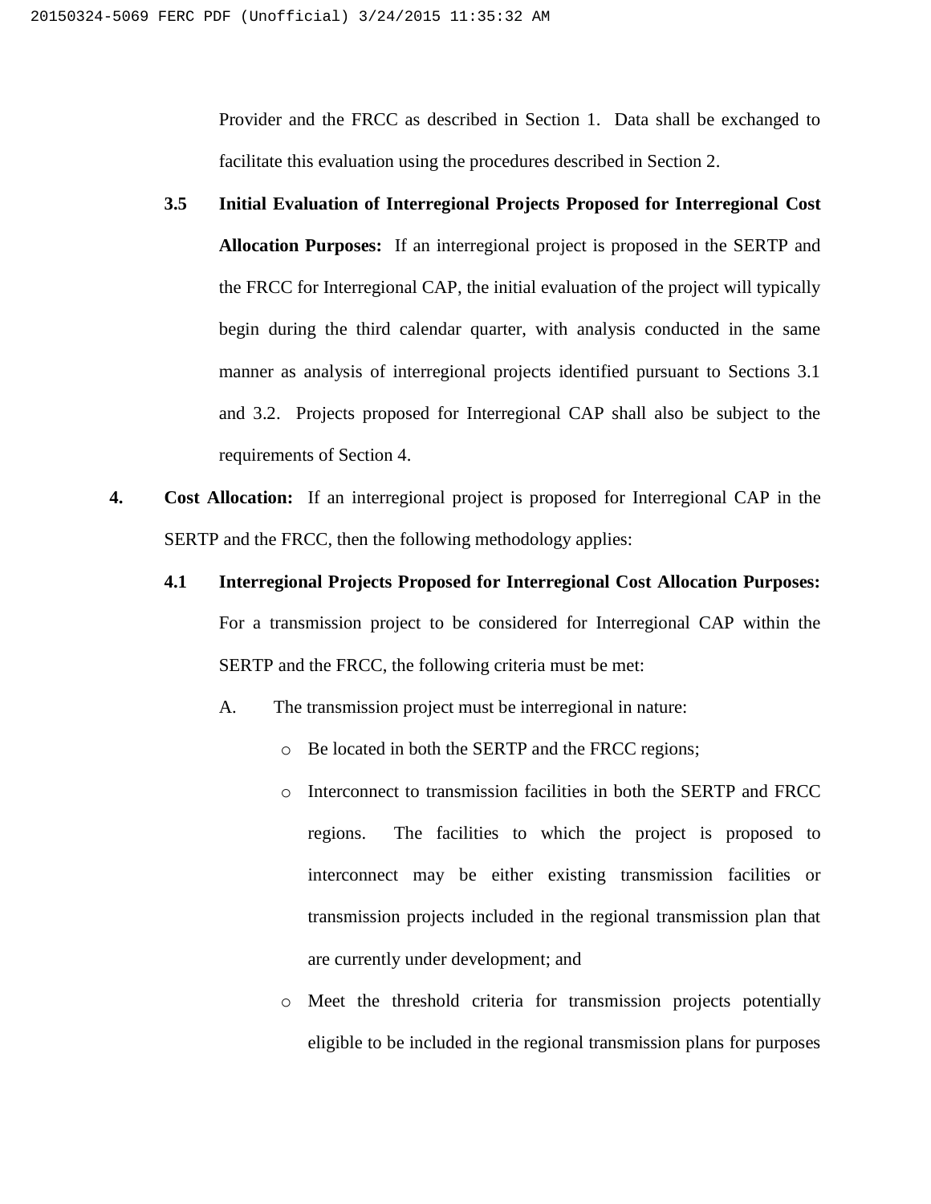Provider and the FRCC as described in Section 1. Data shall be exchanged to facilitate this evaluation using the procedures described in Section 2.

**3.5 Initial Evaluation of Interregional Projects Proposed for Interregional Cost Allocation Purposes:** If an interregional project is proposed in the SERTP and the FRCC for Interregional CAP, the initial evaluation of the project will typically begin during the third calendar quarter, with analysis conducted in the same manner as analysis of interregional projects identified pursuant to Sections 3.1 and 3.2. Projects proposed for Interregional CAP shall also be subject to the requirements of Section 4.

**4. Cost Allocation:** If an interregional project is proposed for Interregional CAP in the SERTP and the FRCC, then the following methodology applies:

**4.1 Interregional Projects Proposed for Interregional Cost Allocation Purposes:** For a transmission project to be considered for Interregional CAP within the SERTP and the FRCC, the following criteria must be met:

A. The transmission project must be interregional in nature:

- Be located in both the SERTP and the FRCC regions;
- Interconnect to transmission facilities in both the SERTP and FRCC regions. The facilities to which the project is proposed to interconnect may be either existing transmission facilities or transmission projects included in the regional transmission plan that are currently under development; and
- Meet the threshold criteria for transmission projects potentially eligible to be included in the regional transmission plans for purposes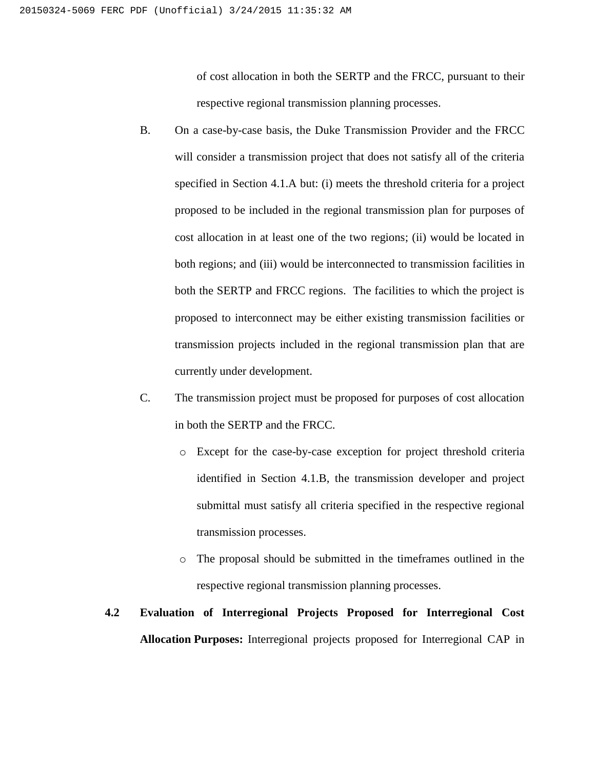of cost allocation in both the SERTP and the FRCC, pursuant to their respective regional transmission planning processes.

B. On a case-by-case basis, the Duke Transmission Provider and the FRCC will consider a transmission project that does not satisfy all of the criteria specified in Section 4.1.A but: (i) meets the threshold criteria for a project proposed to be included in the regional transmission plan for purposes of cost allocation in at least one of the two regions; (ii) would be located in both regions; and (iii) would be interconnected to transmission facilities in both the SERTP and FRCC regions. The facilities to which the project is proposed to interconnect may be either existing transmission facilities or transmission projects included in the regional transmission plan that are currently under development.

C. The transmission project must be proposed for purposes of cost allocation in both the SERTP and the FRCC.

- Except for the case-by-case exception for project threshold criteria identified in Section 4.1.B, the transmission developer and project submittal must satisfy all criteria specified in the respective regional transmission processes.
- The proposal should be submitted in the timeframes outlined in the respective regional transmission planning processes.

**4.2 Evaluation of Interregional Projects Proposed for Interregional Cost Allocation Purposes:** Interregional projects proposed for Interregional CAP in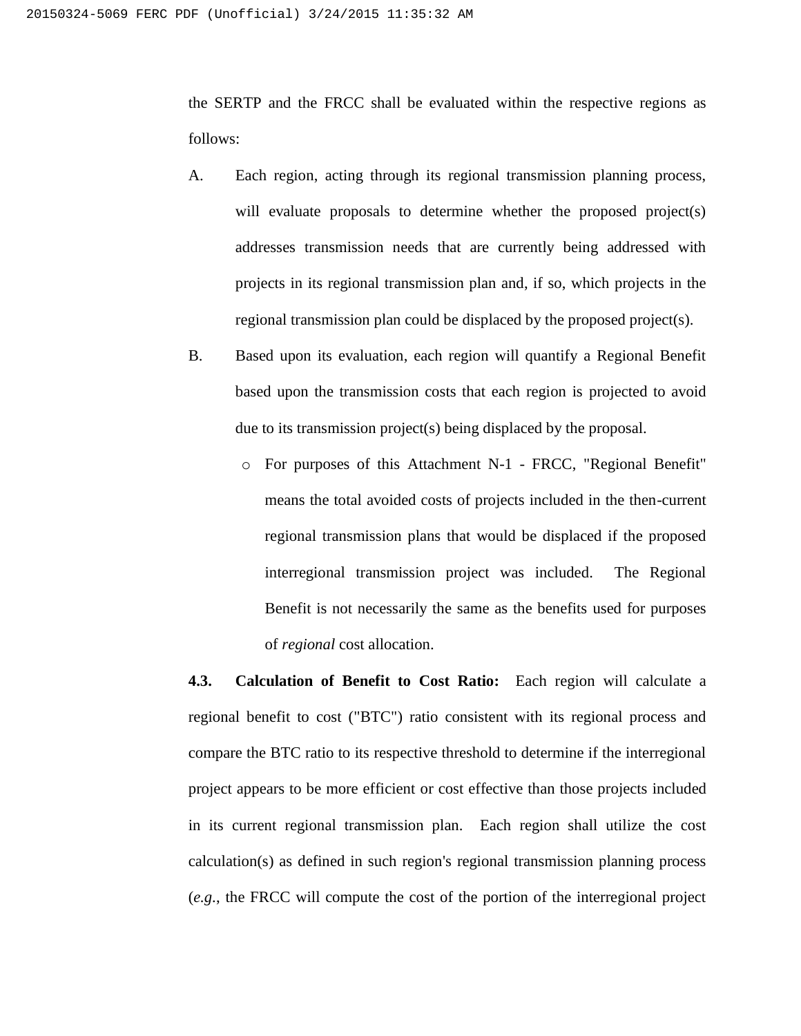the SERTP and the FRCC shall be evaluated within the respective regions as follows:

A. Each region, acting through its regional transmission planning process, will evaluate proposals to determine whether the proposed project(s) addresses transmission needs that are currently being addressed with projects in its regional transmission plan and, if so, which projects in the regional transmission plan could be displaced by the proposed project(s).

B. Based upon its evaluation, each region will quantify a Regional Benefit based upon the transmission costs that each region is projected to avoid due to its transmission project(s) being displaced by the proposal.

   - For purposes of this Attachment N-1 - FRCC, "Regional Benefit" means the total avoided costs of projects included in the then-current regional transmission plans that would be displaced if the proposed interregional transmission project was included. The Regional Benefit is not necessarily the same as the benefits used for purposes of *regional* cost allocation.

**4.3. Calculation of Benefit to Cost Ratio:** Each region will calculate a regional benefit to cost ("BTC") ratio consistent with its regional process and compare the BTC ratio to its respective threshold to determine if the interregional project appears to be more efficient or cost effective than those projects included in its current regional transmission plan. Each region shall utilize the cost calculation(s) as defined in such region's regional transmission planning process (*e.g.*, the FRCC will compute the cost of the portion of the interregional project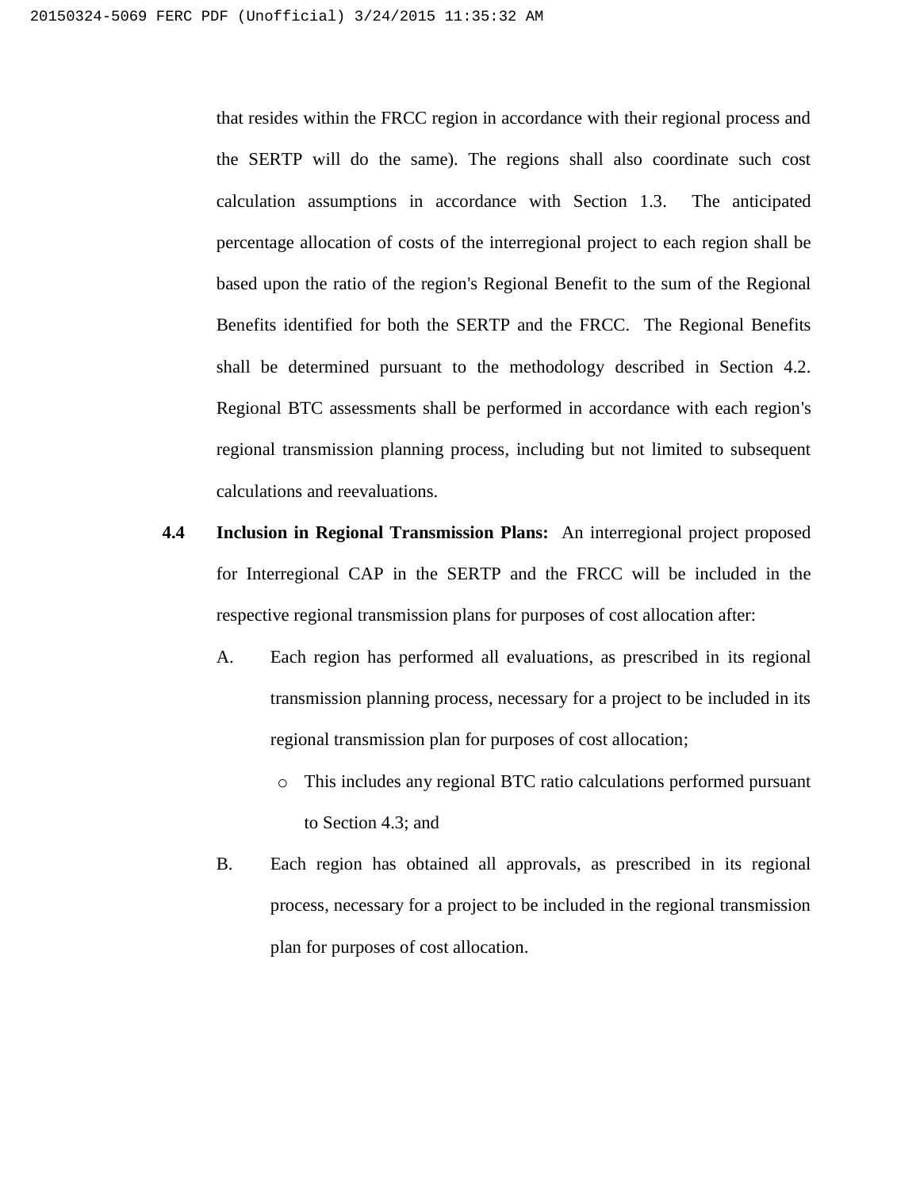that resides within the FRCC region in accordance with their regional process and the SERTP will do the same). The regions shall also coordinate such cost calculation assumptions in accordance with Section 1.3. The anticipated percentage allocation of costs of the interregional project to each region shall be based upon the ratio of the region's Regional Benefit to the sum of the Regional Benefits identified for both the SERTP and the FRCC. The Regional Benefits shall be determined pursuant to the methodology described in Section 4.2. Regional BTC assessments shall be performed in accordance with each region's regional transmission planning process, including but not limited to subsequent calculations and reevaluations.

**4.4 Inclusion in Regional Transmission Plans:** An interregional project proposed for Interregional CAP in the SERTP and the FRCC will be included in the respective regional transmission plans for purposes of cost allocation after:

A. Each region has performed all evaluations, as prescribed in its regional transmission planning process, necessary for a project to be included in its regional transmission plan for purposes of cost allocation;

  - This includes any regional BTC ratio calculations performed pursuant to Section 4.3; and

B. Each region has obtained all approvals, as prescribed in its regional process, necessary for a project to be included in the regional transmission plan for purposes of cost allocation.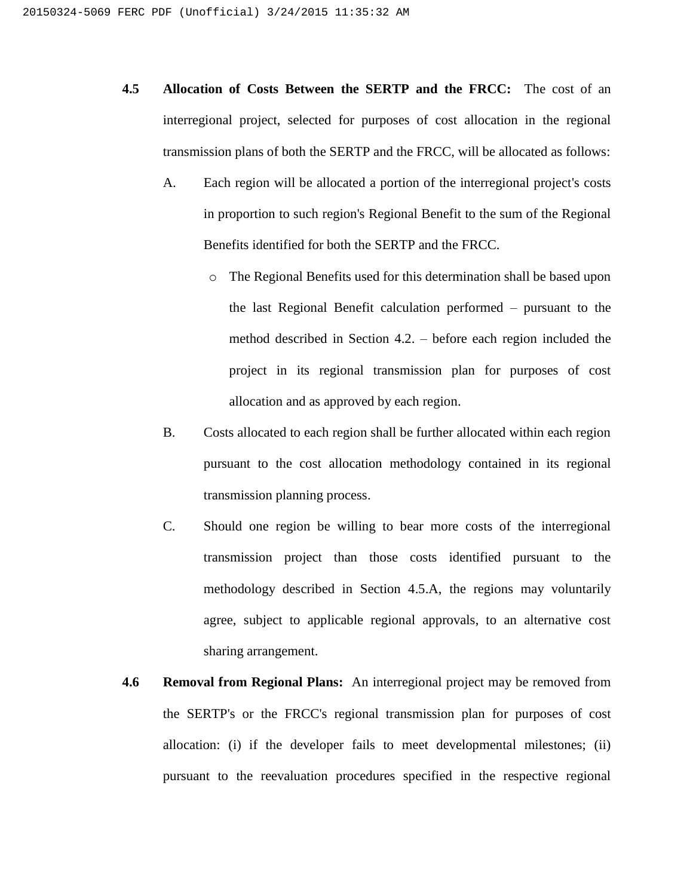**4.5 Allocation of Costs Between the SERTP and the FRCC:** The cost of an interregional project, selected for purposes of cost allocation in the regional transmission plans of both the SERTP and the FRCC, will be allocated as follows:

A. Each region will be allocated a portion of the interregional project's costs in proportion to such region's Regional Benefit to the sum of the Regional Benefits identified for both the SERTP and the FRCC.

- The Regional Benefits used for this determination shall be based upon the last Regional Benefit calculation performed – pursuant to the method described in Section 4.2. – before each region included the project in its regional transmission plan for purposes of cost allocation and as approved by each region.

B. Costs allocated to each region shall be further allocated within each region pursuant to the cost allocation methodology contained in its regional transmission planning process.

C. Should one region be willing to bear more costs of the interregional transmission project than those costs identified pursuant to the methodology described in Section 4.5.A, the regions may voluntarily agree, subject to applicable regional approvals, to an alternative cost sharing arrangement.

**4.6 Removal from Regional Plans:** An interregional project may be removed from the SERTP's or the FRCC's regional transmission plan for purposes of cost allocation: (i) if the developer fails to meet developmental milestones; (ii) pursuant to the reevaluation procedures specified in the respective regional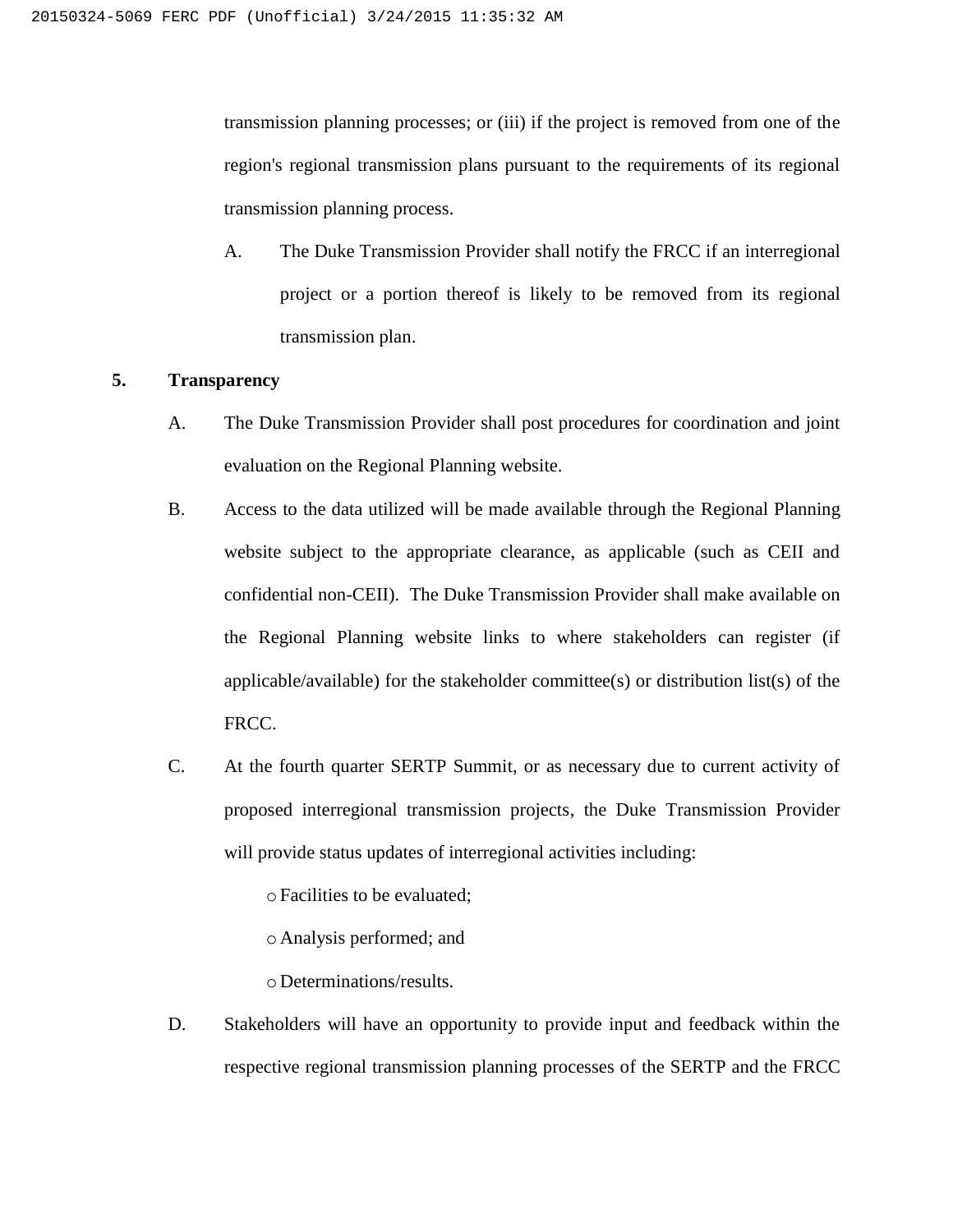transmission planning processes; or (iii) if the project is removed from one of the region's regional transmission plans pursuant to the requirements of its regional transmission planning process.

A. The Duke Transmission Provider shall notify the FRCC if an interregional project or a portion thereof is likely to be removed from its regional transmission plan.

**5. Transparency**

A. The Duke Transmission Provider shall post procedures for coordination and joint evaluation on the Regional Planning website.

B. Access to the data utilized will be made available through the Regional Planning website subject to the appropriate clearance, as applicable (such as CEII and confidential non-CEII). The Duke Transmission Provider shall make available on the Regional Planning website links to where stakeholders can register (if applicable/available) for the stakeholder committee(s) or distribution list(s) of the FRCC.

C. At the fourth quarter SERTP Summit, or as necessary due to current activity of proposed interregional transmission projects, the Duke Transmission Provider will provide status updates of interregional activities including:

- Facilities to be evaluated;
- Analysis performed; and
- Determinations/results.

D. Stakeholders will have an opportunity to provide input and feedback within the respective regional transmission planning processes of the SERTP and the FRCC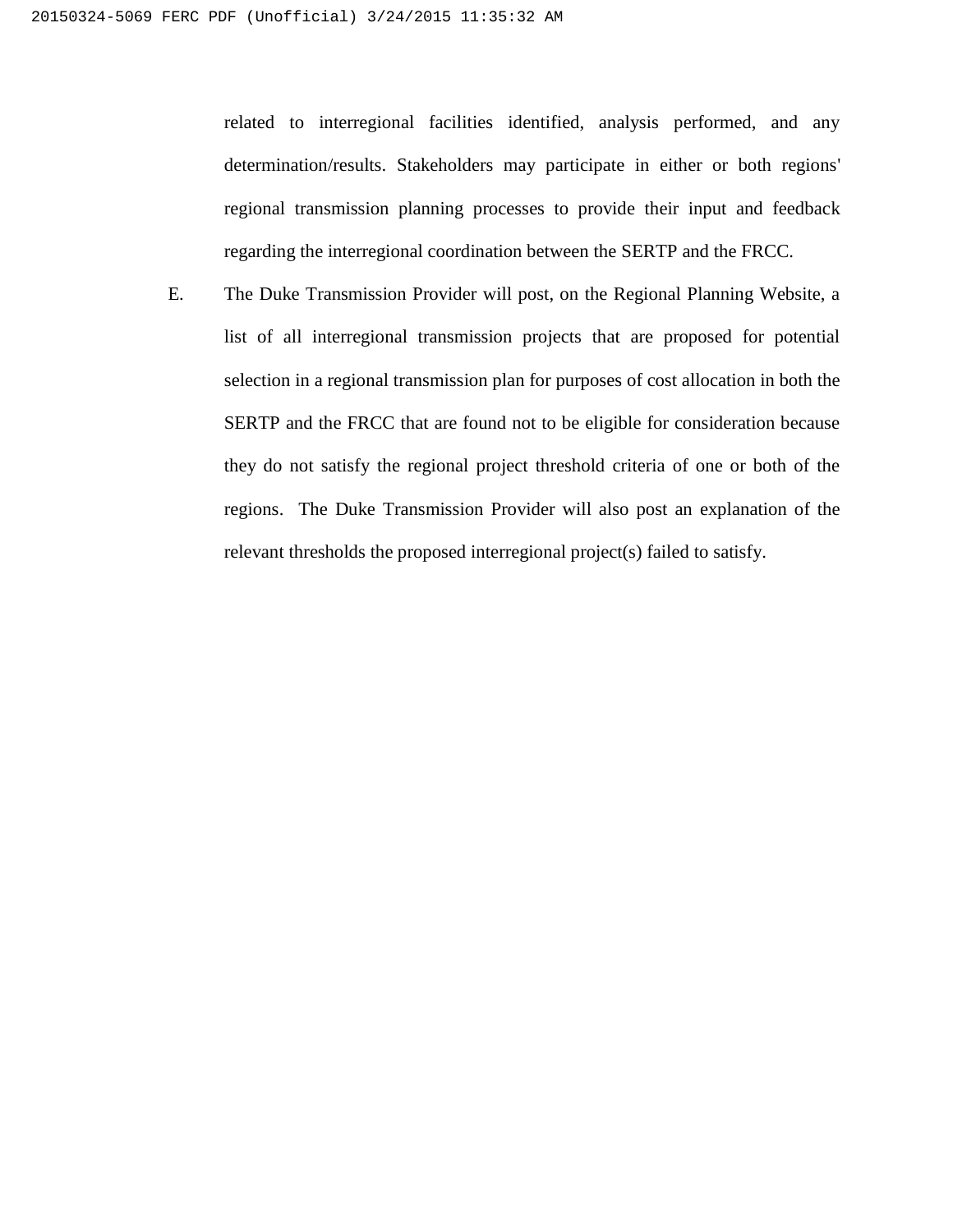related to interregional facilities identified, analysis performed, and any determination/results. Stakeholders may participate in either or both regions' regional transmission planning processes to provide their input and feedback regarding the interregional coordination between the SERTP and the FRCC.

E. The Duke Transmission Provider will post, on the Regional Planning Website, a list of all interregional transmission projects that are proposed for potential selection in a regional transmission plan for purposes of cost allocation in both the SERTP and the FRCC that are found not to be eligible for consideration because they do not satisfy the regional project threshold criteria of one or both of the regions. The Duke Transmission Provider will also post an explanation of the relevant thresholds the proposed interregional project(s) failed to satisfy.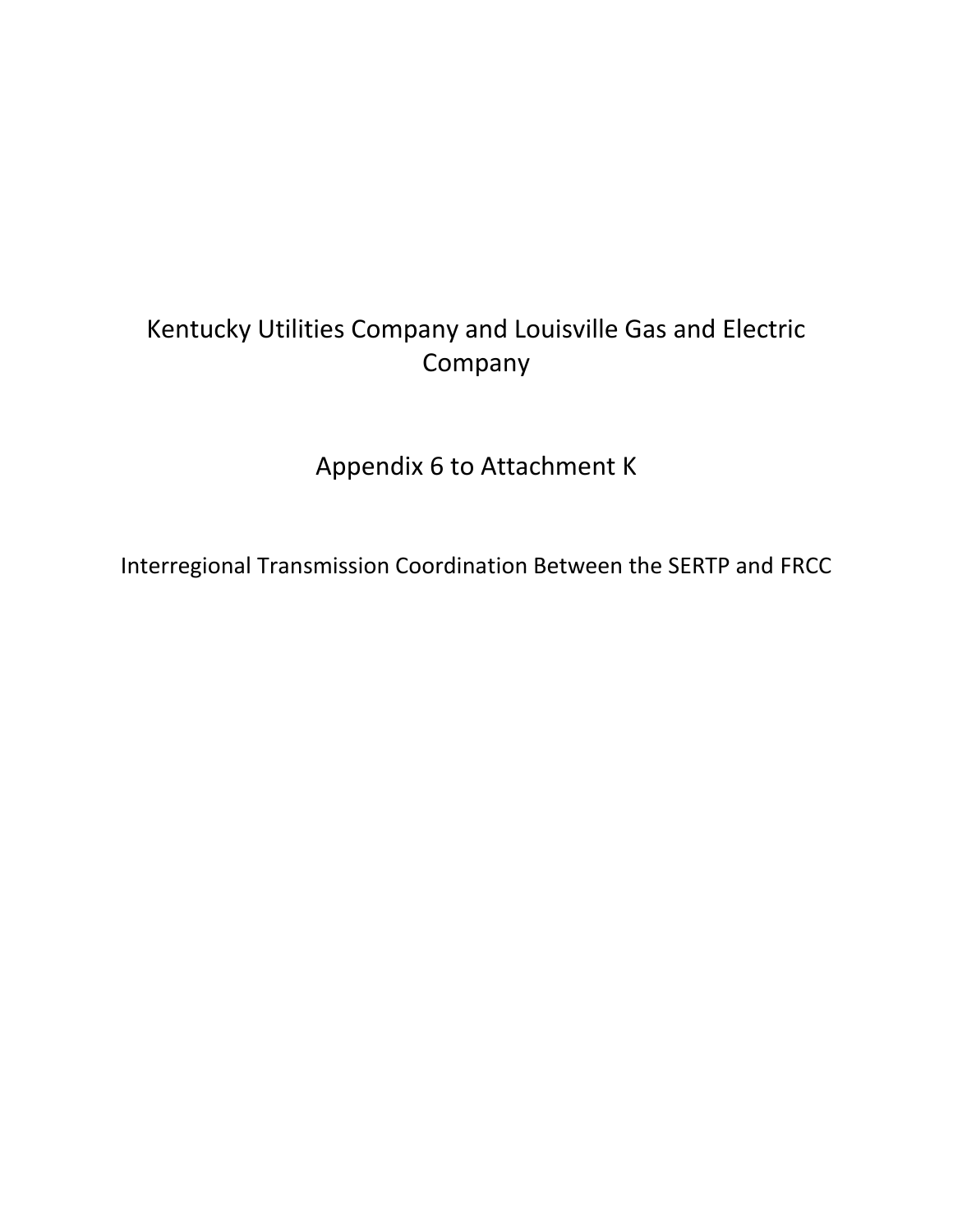# Kentucky Utilities Company and Louisville Gas and Electric Company

## Appendix 6 to Attachment K

### Interregional Transmission Coordination Between the SERTP and FRCC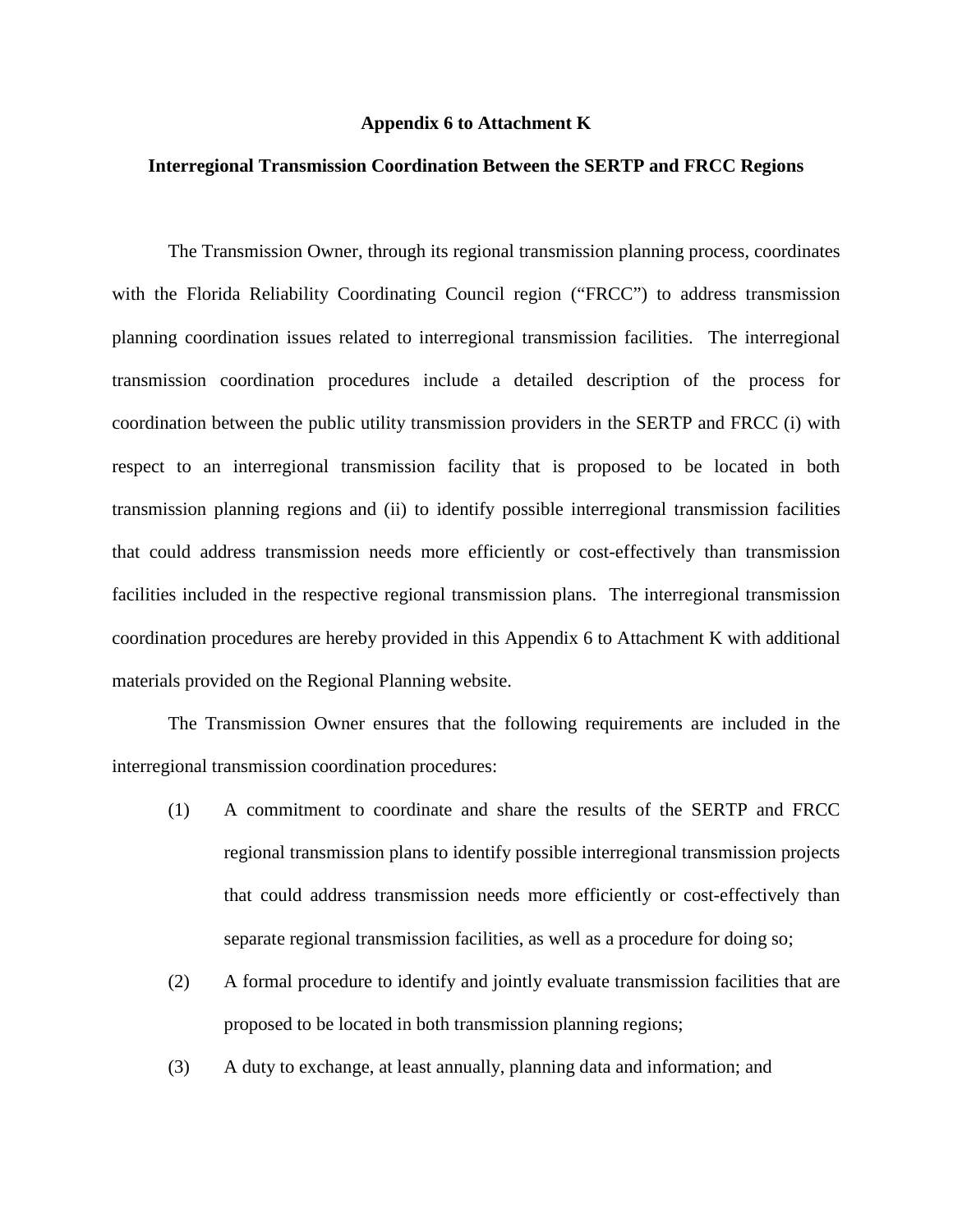**Appendix 6 to Attachment K**

**Interregional Transmission Coordination Between the SERTP and FRCC Regions**

The Transmission Owner, through its regional transmission planning process, coordinates with the Florida Reliability Coordinating Council region ("FRCC") to address transmission planning coordination issues related to interregional transmission facilities. The interregional transmission coordination procedures include a detailed description of the process for coordination between the public utility transmission providers in the SERTP and FRCC (i) with respect to an interregional transmission facility that is proposed to be located in both transmission planning regions and (ii) to identify possible interregional transmission facilities that could address transmission needs more efficiently or cost-effectively than transmission facilities included in the respective regional transmission plans. The interregional transmission coordination procedures are hereby provided in this Appendix 6 to Attachment K with additional materials provided on the Regional Planning website.

The Transmission Owner ensures that the following requirements are included in the interregional transmission coordination procedures:

(1) A commitment to coordinate and share the results of the SERTP and FRCC regional transmission plans to identify possible interregional transmission projects that could address transmission needs more efficiently or cost-effectively than separate regional transmission facilities, as well as a procedure for doing so;

(2) A formal procedure to identify and jointly evaluate transmission facilities that are proposed to be located in both transmission planning regions;

(3) A duty to exchange, at least annually, planning data and information; and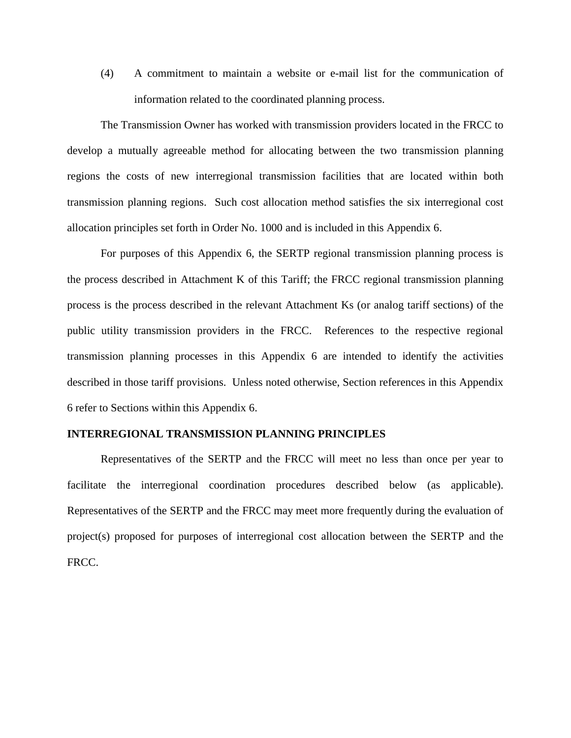(4) A commitment to maintain a website or e-mail list for the communication of information related to the coordinated planning process.

The Transmission Owner has worked with transmission providers located in the FRCC to develop a mutually agreeable method for allocating between the two transmission planning regions the costs of new interregional transmission facilities that are located within both transmission planning regions. Such cost allocation method satisfies the six interregional cost allocation principles set forth in Order No. 1000 and is included in this Appendix 6.

For purposes of this Appendix 6, the SERTP regional transmission planning process is the process described in Attachment K of this Tariff; the FRCC regional transmission planning process is the process described in the relevant Attachment Ks (or analog tariff sections) of the public utility transmission providers in the FRCC. References to the respective regional transmission planning processes in this Appendix 6 are intended to identify the activities described in those tariff provisions. Unless noted otherwise, Section references in this Appendix 6 refer to Sections within this Appendix 6.

**INTERREGIONAL TRANSMISSION PLANNING PRINCIPLES**

Representatives of the SERTP and the FRCC will meet no less than once per year to facilitate the interregional coordination procedures described below (as applicable). Representatives of the SERTP and the FRCC may meet more frequently during the evaluation of project(s) proposed for purposes of interregional cost allocation between the SERTP and the FRCC.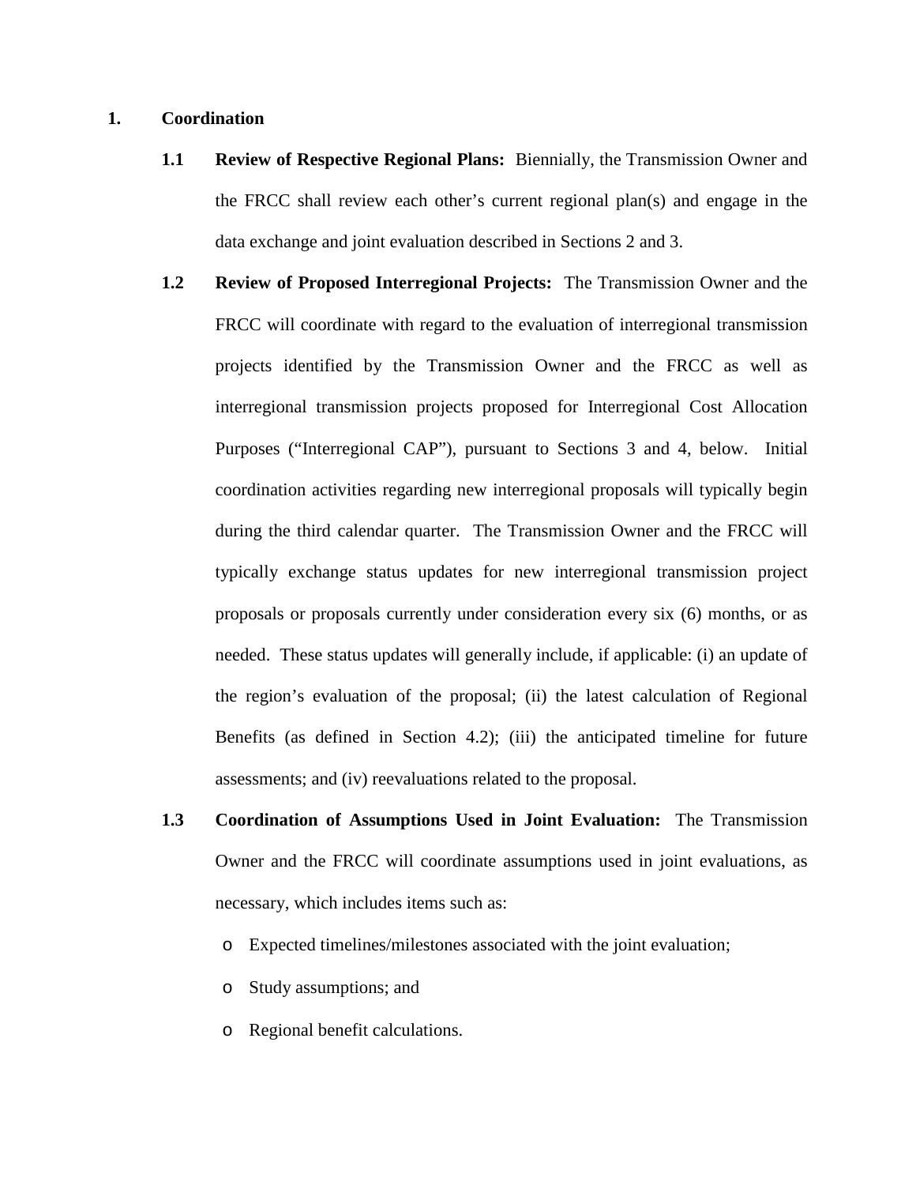## 1. Coordination

**1.1 Review of Respective Regional Plans:** Biennially, the Transmission Owner and the FRCC shall review each other's current regional plan(s) and engage in the data exchange and joint evaluation described in Sections 2 and 3.

**1.2 Review of Proposed Interregional Projects:** The Transmission Owner and the FRCC will coordinate with regard to the evaluation of interregional transmission projects identified by the Transmission Owner and the FRCC as well as interregional transmission projects proposed for Interregional Cost Allocation Purposes ("Interregional CAP"), pursuant to Sections 3 and 4, below. Initial coordination activities regarding new interregional proposals will typically begin during the third calendar quarter. The Transmission Owner and the FRCC will typically exchange status updates for new interregional transmission project proposals or proposals currently under consideration every six (6) months, or as needed. These status updates will generally include, if applicable: (i) an update of the region's evaluation of the proposal; (ii) the latest calculation of Regional Benefits (as defined in Section 4.2); (iii) the anticipated timeline for future assessments; and (iv) reevaluations related to the proposal.

**1.3 Coordination of Assumptions Used in Joint Evaluation:** The Transmission Owner and the FRCC will coordinate assumptions used in joint evaluations, as necessary, which includes items such as:

- Expected timelines/milestones associated with the joint evaluation;
- Study assumptions; and
- Regional benefit calculations.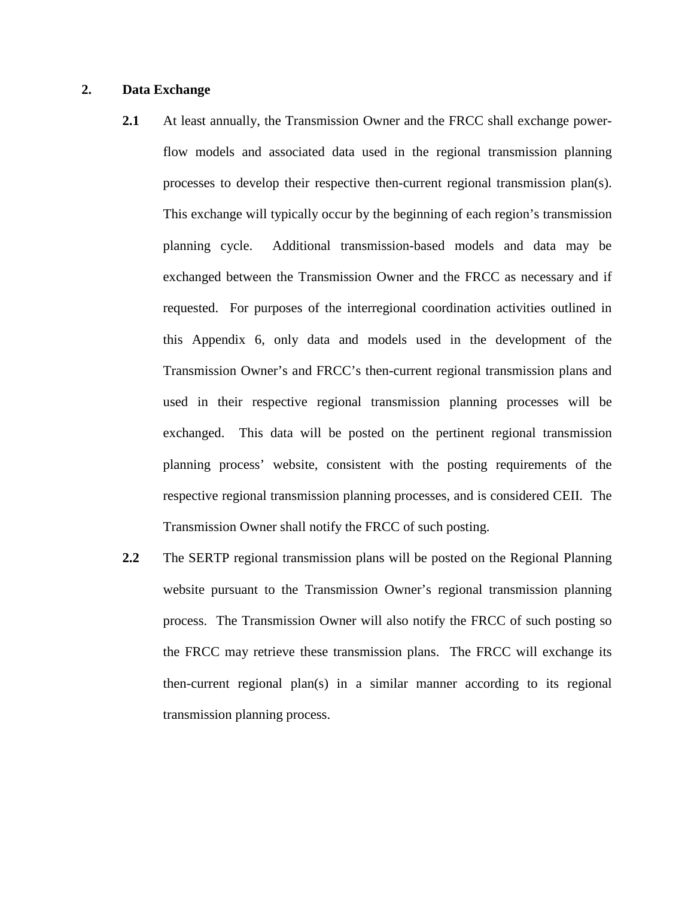## 2. Data Exchange

**2.1** At least annually, the Transmission Owner and the FRCC shall exchange power-flow models and associated data used in the regional transmission planning processes to develop their respective then-current regional transmission plan(s). This exchange will typically occur by the beginning of each region's transmission planning cycle. Additional transmission-based models and data may be exchanged between the Transmission Owner and the FRCC as necessary and if requested. For purposes of the interregional coordination activities outlined in this Appendix 6, only data and models used in the development of the Transmission Owner's and FRCC's then-current regional transmission plans and used in their respective regional transmission planning processes will be exchanged. This data will be posted on the pertinent regional transmission planning process' website, consistent with the posting requirements of the respective regional transmission planning processes, and is considered CEII. The Transmission Owner shall notify the FRCC of such posting.

**2.2** The SERTP regional transmission plans will be posted on the Regional Planning website pursuant to the Transmission Owner's regional transmission planning process. The Transmission Owner will also notify the FRCC of such posting so the FRCC may retrieve these transmission plans. The FRCC will exchange its then-current regional plan(s) in a similar manner according to its regional transmission planning process.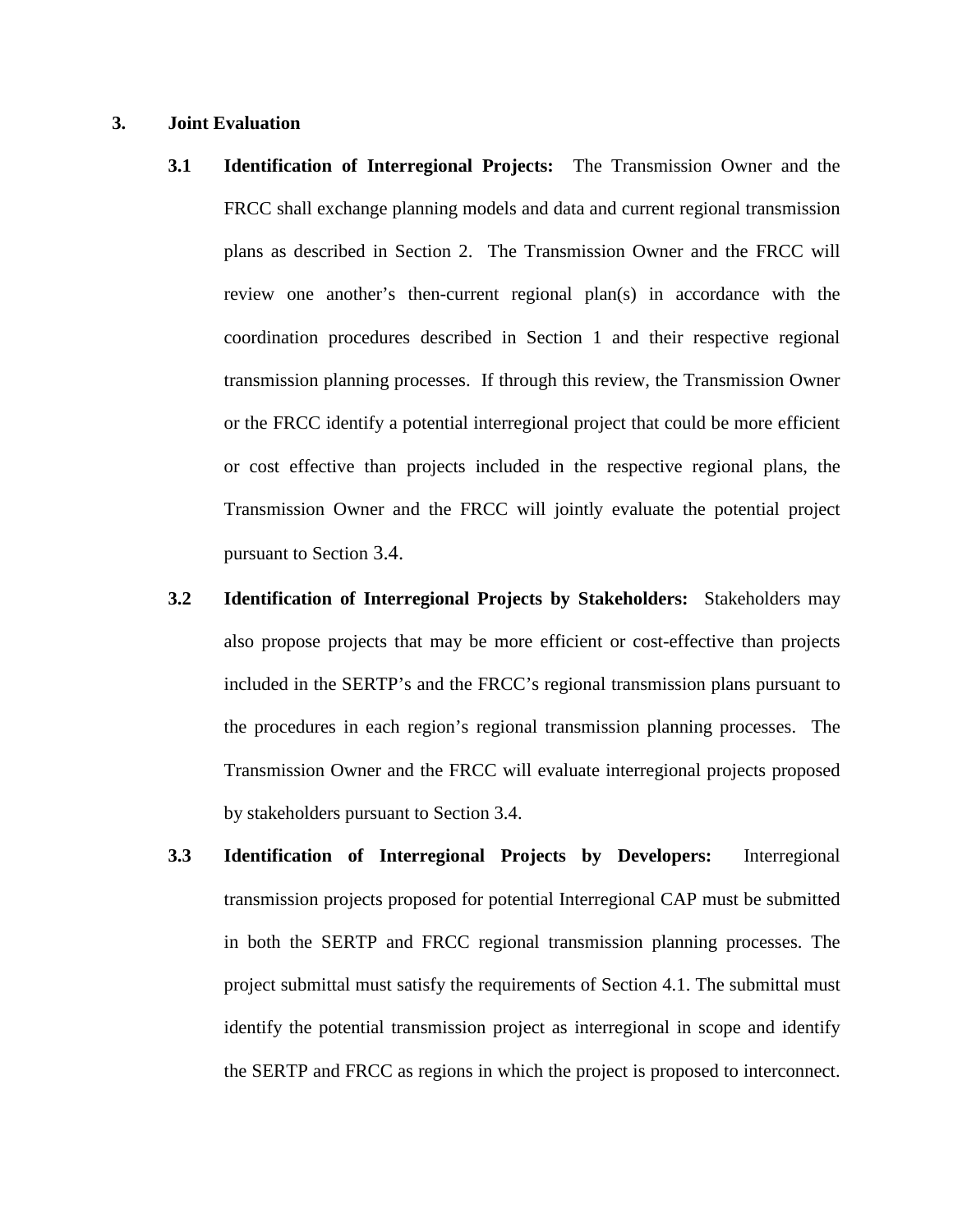**3. Joint Evaluation**

**3.1 Identification of Interregional Projects:** The Transmission Owner and the FRCC shall exchange planning models and data and current regional transmission plans as described in Section 2. The Transmission Owner and the FRCC will review one another's then-current regional plan(s) in accordance with the coordination procedures described in Section 1 and their respective regional transmission planning processes. If through this review, the Transmission Owner or the FRCC identify a potential interregional project that could be more efficient or cost effective than projects included in the respective regional plans, the Transmission Owner and the FRCC will jointly evaluate the potential project pursuant to Section 3.4.

**3.2 Identification of Interregional Projects by Stakeholders:** Stakeholders may also propose projects that may be more efficient or cost-effective than projects included in the SERTP's and the FRCC's regional transmission plans pursuant to the procedures in each region's regional transmission planning processes. The Transmission Owner and the FRCC will evaluate interregional projects proposed by stakeholders pursuant to Section 3.4.

**3.3 Identification of Interregional Projects by Developers:** Interregional transmission projects proposed for potential Interregional CAP must be submitted in both the SERTP and FRCC regional transmission planning processes. The project submittal must satisfy the requirements of Section 4.1. The submittal must identify the potential transmission project as interregional in scope and identify the SERTP and FRCC as regions in which the project is proposed to interconnect.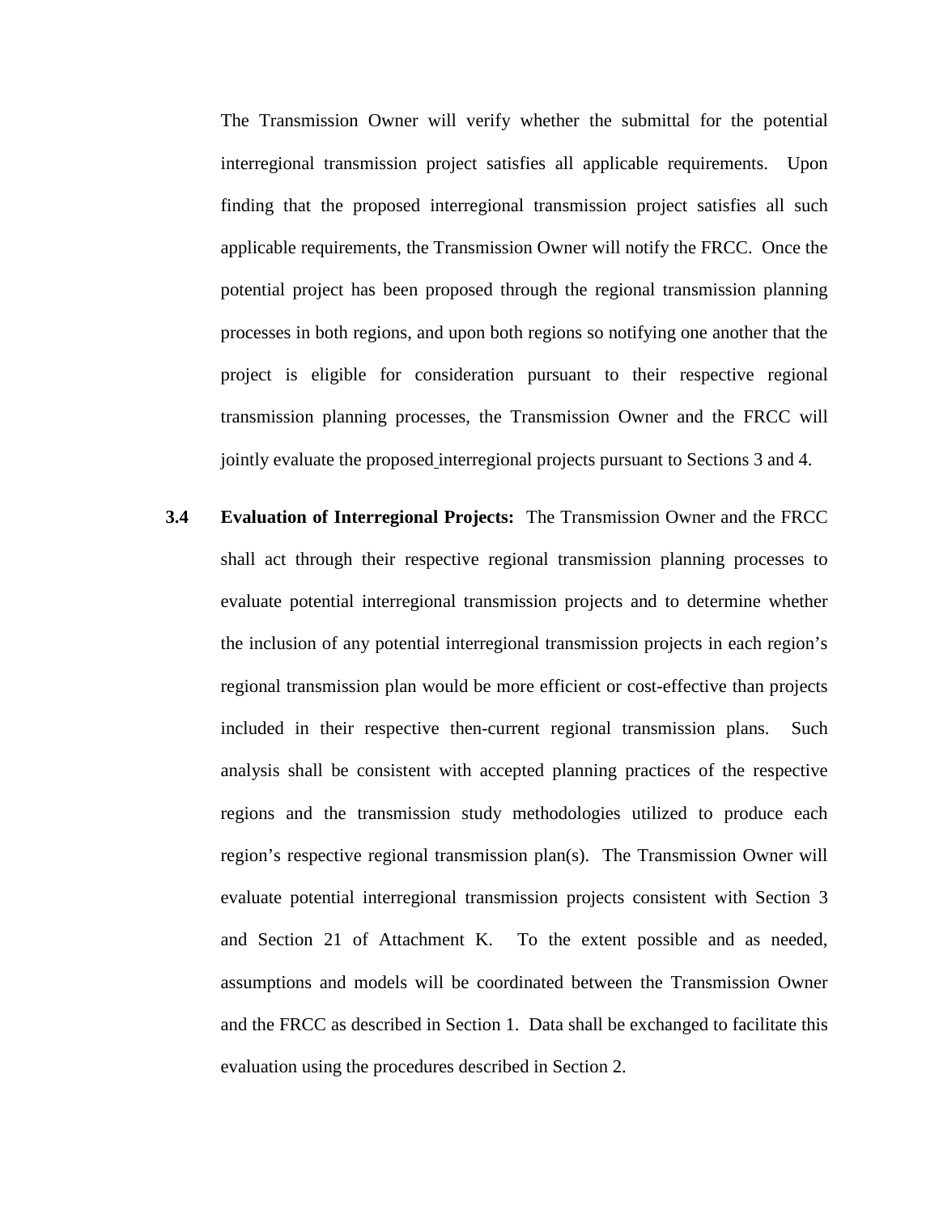The Transmission Owner will verify whether the submittal for the potential interregional transmission project satisfies all applicable requirements. Upon finding that the proposed interregional transmission project satisfies all such applicable requirements, the Transmission Owner will notify the FRCC. Once the potential project has been proposed through the regional transmission planning processes in both regions, and upon both regions so notifying one another that the project is eligible for consideration pursuant to their respective regional transmission planning processes, the Transmission Owner and the FRCC will jointly evaluate the proposed interregional projects pursuant to Sections 3 and 4.

**3.4 Evaluation of Interregional Projects:** The Transmission Owner and the FRCC shall act through their respective regional transmission planning processes to evaluate potential interregional transmission projects and to determine whether the inclusion of any potential interregional transmission projects in each region's regional transmission plan would be more efficient or cost-effective than projects included in their respective then-current regional transmission plans. Such analysis shall be consistent with accepted planning practices of the respective regions and the transmission study methodologies utilized to produce each region's respective regional transmission plan(s). The Transmission Owner will evaluate potential interregional transmission projects consistent with Section 3 and Section 21 of Attachment K. To the extent possible and as needed, assumptions and models will be coordinated between the Transmission Owner and the FRCC as described in Section 1. Data shall be exchanged to facilitate this evaluation using the procedures described in Section 2.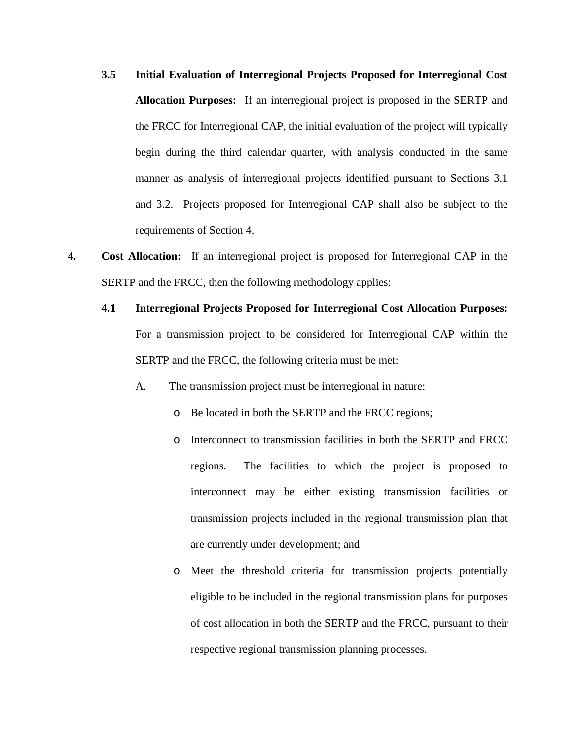**3.5 Initial Evaluation of Interregional Projects Proposed for Interregional Cost Allocation Purposes:** If an interregional project is proposed in the SERTP and the FRCC for Interregional CAP, the initial evaluation of the project will typically begin during the third calendar quarter, with analysis conducted in the same manner as analysis of interregional projects identified pursuant to Sections 3.1 and 3.2. Projects proposed for Interregional CAP shall also be subject to the requirements of Section 4.

**4. Cost Allocation:** If an interregional project is proposed for Interregional CAP in the SERTP and the FRCC, then the following methodology applies:

**4.1 Interregional Projects Proposed for Interregional Cost Allocation Purposes:** For a transmission project to be considered for Interregional CAP within the SERTP and the FRCC, the following criteria must be met:

A. The transmission project must be interregional in nature:

- Be located in both the SERTP and the FRCC regions;
- Interconnect to transmission facilities in both the SERTP and FRCC regions. The facilities to which the project is proposed to interconnect may be either existing transmission facilities or transmission projects included in the regional transmission plan that are currently under development; and
- Meet the threshold criteria for transmission projects potentially eligible to be included in the regional transmission plans for purposes of cost allocation in both the SERTP and the FRCC, pursuant to their respective regional transmission planning processes.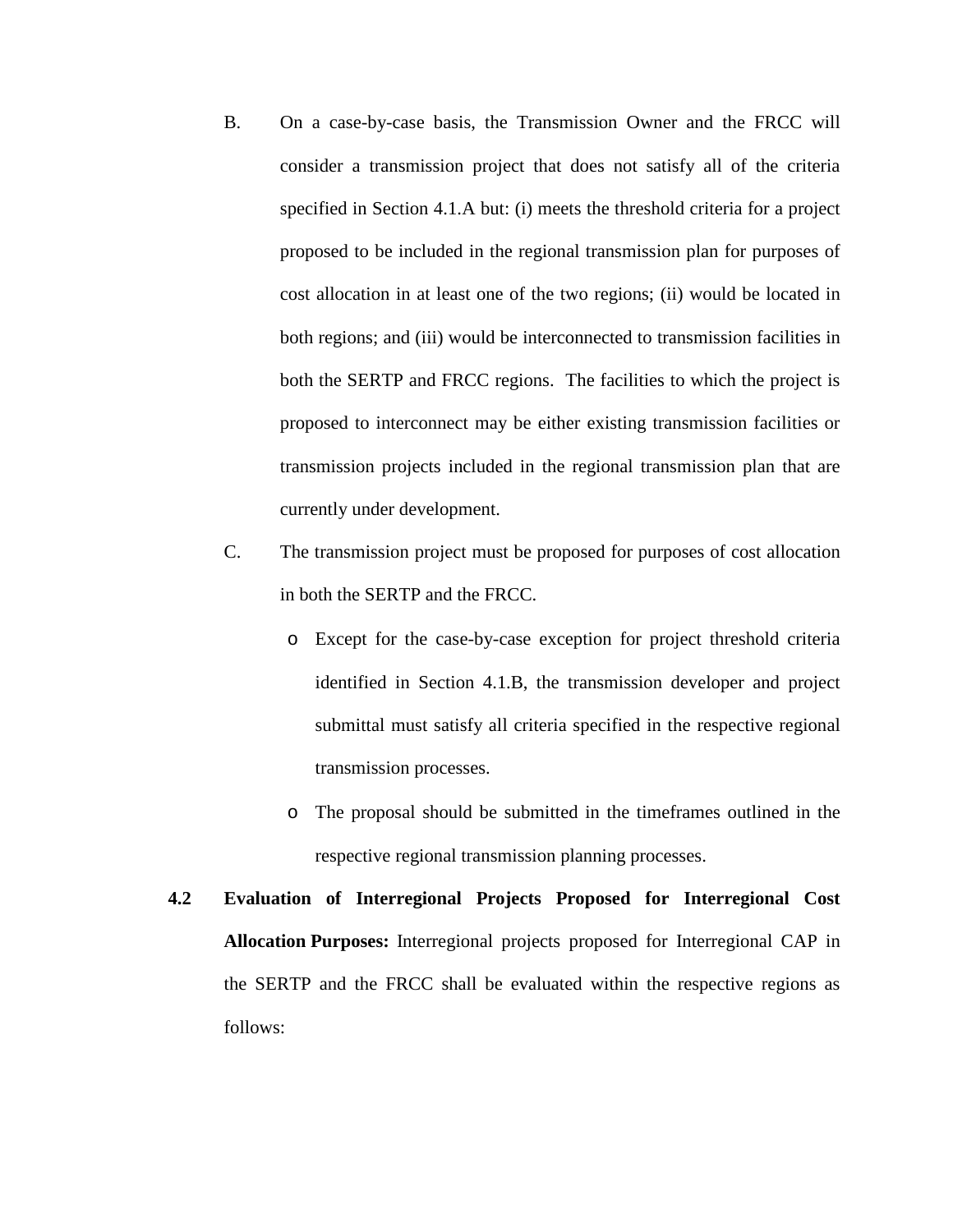B. On a case-by-case basis, the Transmission Owner and the FRCC will consider a transmission project that does not satisfy all of the criteria specified in Section 4.1.A but: (i) meets the threshold criteria for a project proposed to be included in the regional transmission plan for purposes of cost allocation in at least one of the two regions; (ii) would be located in both regions; and (iii) would be interconnected to transmission facilities in both the SERTP and FRCC regions. The facilities to which the project is proposed to interconnect may be either existing transmission facilities or transmission projects included in the regional transmission plan that are currently under development.

C. The transmission project must be proposed for purposes of cost allocation in both the SERTP and the FRCC.

   - Except for the case-by-case exception for project threshold criteria identified in Section 4.1.B, the transmission developer and project submittal must satisfy all criteria specified in the respective regional transmission processes.
   - The proposal should be submitted in the timeframes outlined in the respective regional transmission planning processes.

**4.2 Evaluation of Interregional Projects Proposed for Interregional Cost Allocation Purposes:** Interregional projects proposed for Interregional CAP in the SERTP and the FRCC shall be evaluated within the respective regions as follows: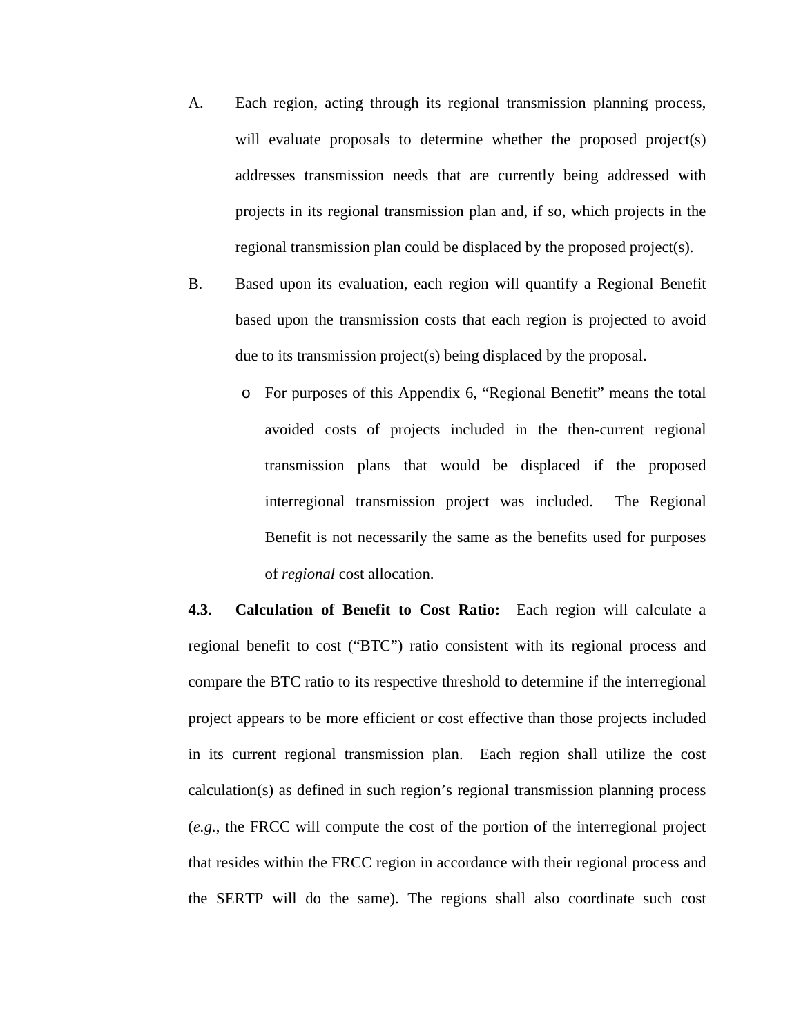A. Each region, acting through its regional transmission planning process, will evaluate proposals to determine whether the proposed project(s) addresses transmission needs that are currently being addressed with projects in its regional transmission plan and, if so, which projects in the regional transmission plan could be displaced by the proposed project(s).

B. Based upon its evaluation, each region will quantify a Regional Benefit based upon the transmission costs that each region is projected to avoid due to its transmission project(s) being displaced by the proposal.

- For purposes of this Appendix 6, "Regional Benefit" means the total avoided costs of projects included in the then-current regional transmission plans that would be displaced if the proposed interregional transmission project was included. The Regional Benefit is not necessarily the same as the benefits used for purposes of *regional* cost allocation.

**4.3. Calculation of Benefit to Cost Ratio:** Each region will calculate a regional benefit to cost ("BTC") ratio consistent with its regional process and compare the BTC ratio to its respective threshold to determine if the interregional project appears to be more efficient or cost effective than those projects included in its current regional transmission plan. Each region shall utilize the cost calculation(s) as defined in such region's regional transmission planning process (*e.g.*, the FRCC will compute the cost of the portion of the interregional project that resides within the FRCC region in accordance with their regional process and the SERTP will do the same). The regions shall also coordinate such cost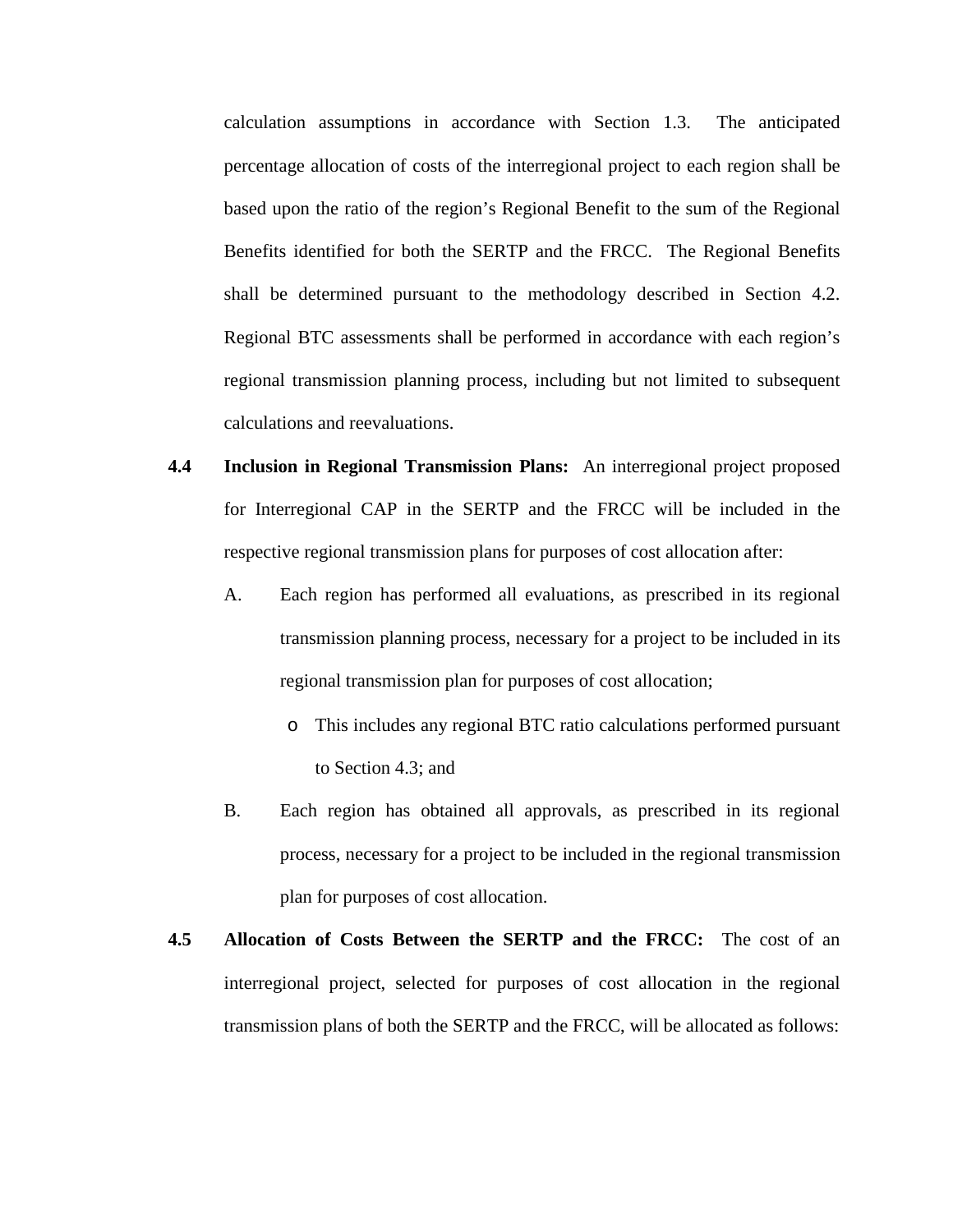calculation assumptions in accordance with Section 1.3. The anticipated percentage allocation of costs of the interregional project to each region shall be based upon the ratio of the region's Regional Benefit to the sum of the Regional Benefits identified for both the SERTP and the FRCC. The Regional Benefits shall be determined pursuant to the methodology described in Section 4.2. Regional BTC assessments shall be performed in accordance with each region's regional transmission planning process, including but not limited to subsequent calculations and reevaluations.

**4.4 Inclusion in Regional Transmission Plans:** An interregional project proposed for Interregional CAP in the SERTP and the FRCC will be included in the respective regional transmission plans for purposes of cost allocation after:

A. Each region has performed all evaluations, as prescribed in its regional transmission planning process, necessary for a project to be included in its regional transmission plan for purposes of cost allocation;

- This includes any regional BTC ratio calculations performed pursuant to Section 4.3; and

B. Each region has obtained all approvals, as prescribed in its regional process, necessary for a project to be included in the regional transmission plan for purposes of cost allocation.

**4.5 Allocation of Costs Between the SERTP and the FRCC:** The cost of an interregional project, selected for purposes of cost allocation in the regional transmission plans of both the SERTP and the FRCC, will be allocated as follows: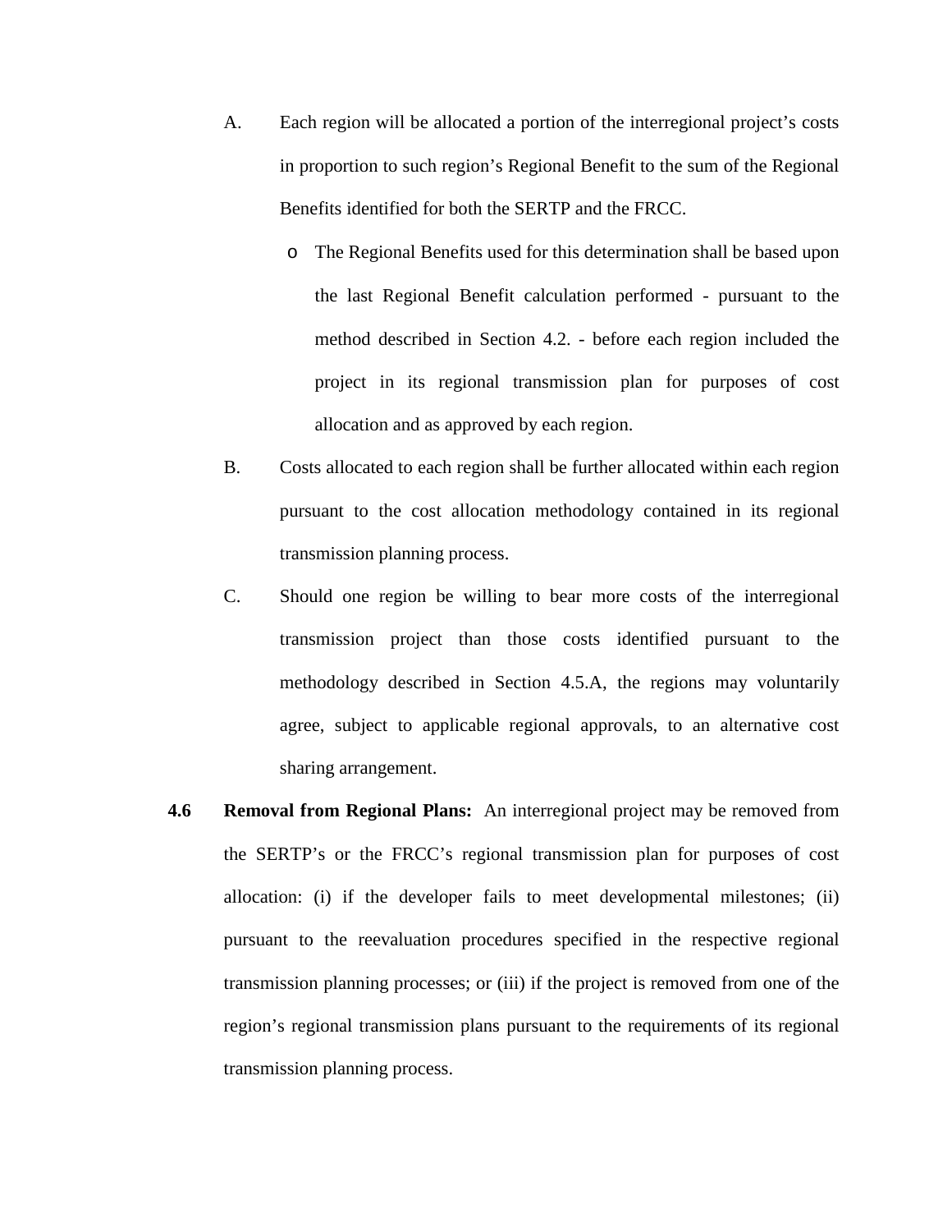A. Each region will be allocated a portion of the interregional project's costs in proportion to such region's Regional Benefit to the sum of the Regional Benefits identified for both the SERTP and the FRCC.

   - The Regional Benefits used for this determination shall be based upon the last Regional Benefit calculation performed - pursuant to the method described in Section 4.2. - before each region included the project in its regional transmission plan for purposes of cost allocation and as approved by each region.

B. Costs allocated to each region shall be further allocated within each region pursuant to the cost allocation methodology contained in its regional transmission planning process.

C. Should one region be willing to bear more costs of the interregional transmission project than those costs identified pursuant to the methodology described in Section 4.5.A, the regions may voluntarily agree, subject to applicable regional approvals, to an alternative cost sharing arrangement.

**4.6 Removal from Regional Plans:** An interregional project may be removed from the SERTP's or the FRCC's regional transmission plan for purposes of cost allocation: (i) if the developer fails to meet developmental milestones; (ii) pursuant to the reevaluation procedures specified in the respective regional transmission planning processes; or (iii) if the project is removed from one of the region's regional transmission plans pursuant to the requirements of its regional transmission planning process.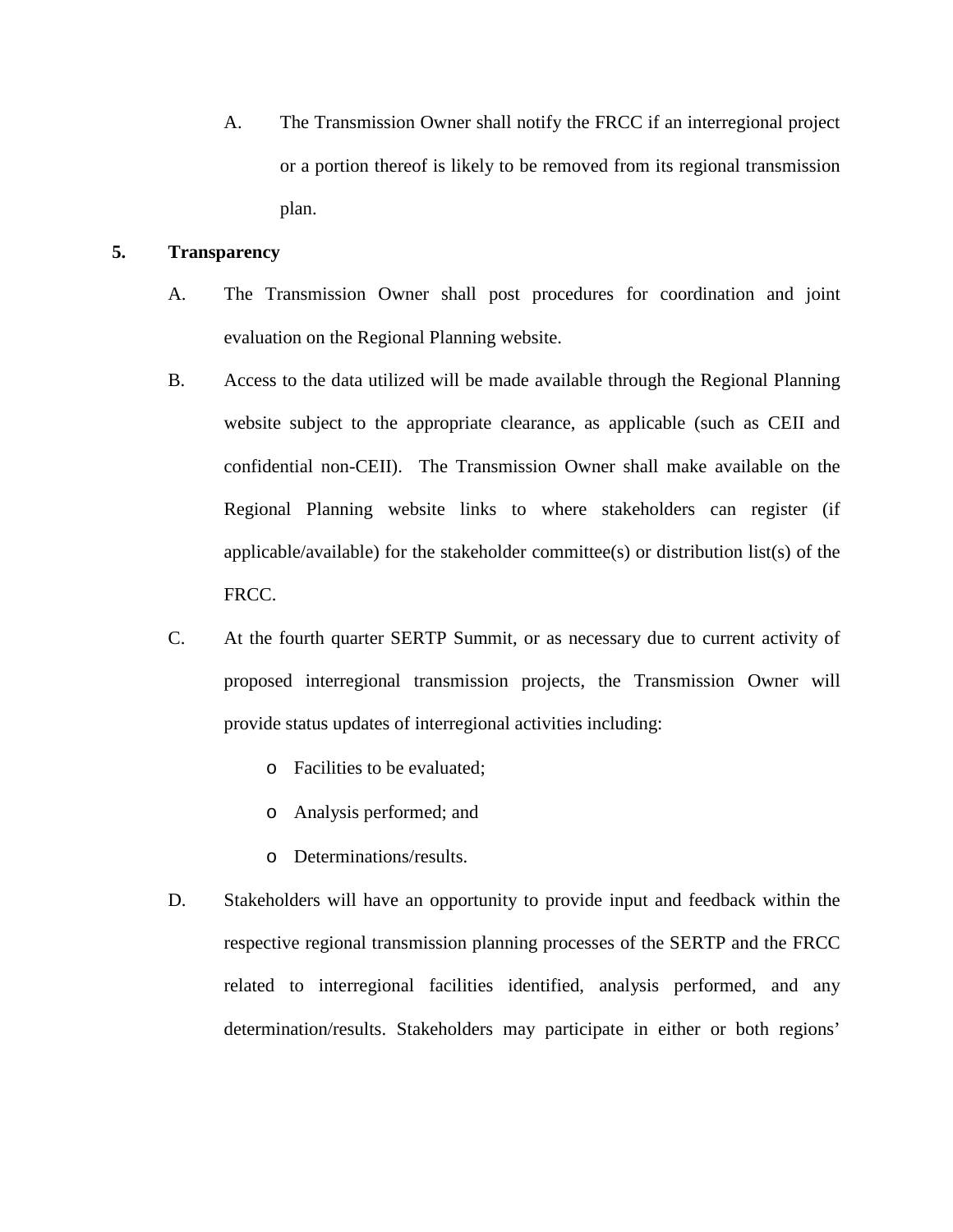A. The Transmission Owner shall notify the FRCC if an interregional project or a portion thereof is likely to be removed from its regional transmission plan.

## 5. Transparency

A. The Transmission Owner shall post procedures for coordination and joint evaluation on the Regional Planning website.

B. Access to the data utilized will be made available through the Regional Planning website subject to the appropriate clearance, as applicable (such as CEII and confidential non-CEII). The Transmission Owner shall make available on the Regional Planning website links to where stakeholders can register (if applicable/available) for the stakeholder committee(s) or distribution list(s) of the FRCC.

C. At the fourth quarter SERTP Summit, or as necessary due to current activity of proposed interregional transmission projects, the Transmission Owner will provide status updates of interregional activities including:

   - Facilities to be evaluated;
   - Analysis performed; and
   - Determinations/results.

D. Stakeholders will have an opportunity to provide input and feedback within the respective regional transmission planning processes of the SERTP and the FRCC related to interregional facilities identified, analysis performed, and any determination/results. Stakeholders may participate in either or both regions'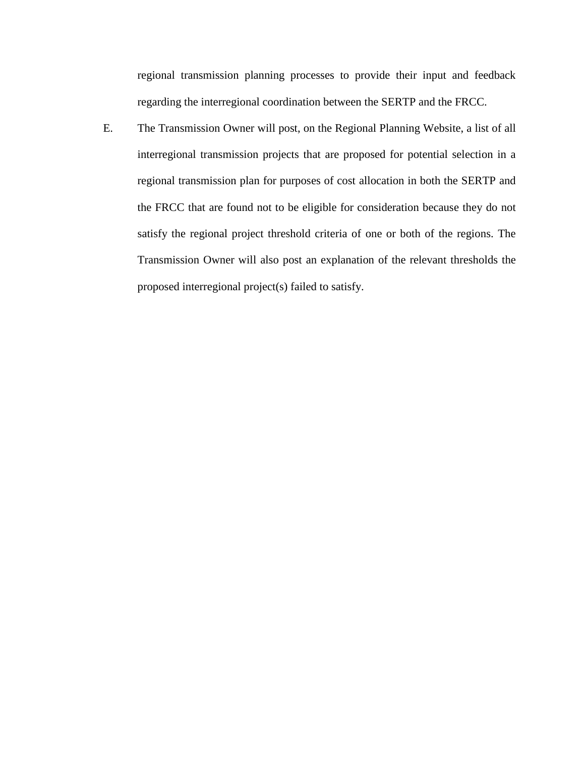regional transmission planning processes to provide their input and feedback regarding the interregional coordination between the SERTP and the FRCC.

E. The Transmission Owner will post, on the Regional Planning Website, a list of all interregional transmission projects that are proposed for potential selection in a regional transmission plan for purposes of cost allocation in both the SERTP and the FRCC that are found not to be eligible for consideration because they do not satisfy the regional project threshold criteria of one or both of the regions. The Transmission Owner will also post an explanation of the relevant thresholds the proposed interregional project(s) failed to satisfy.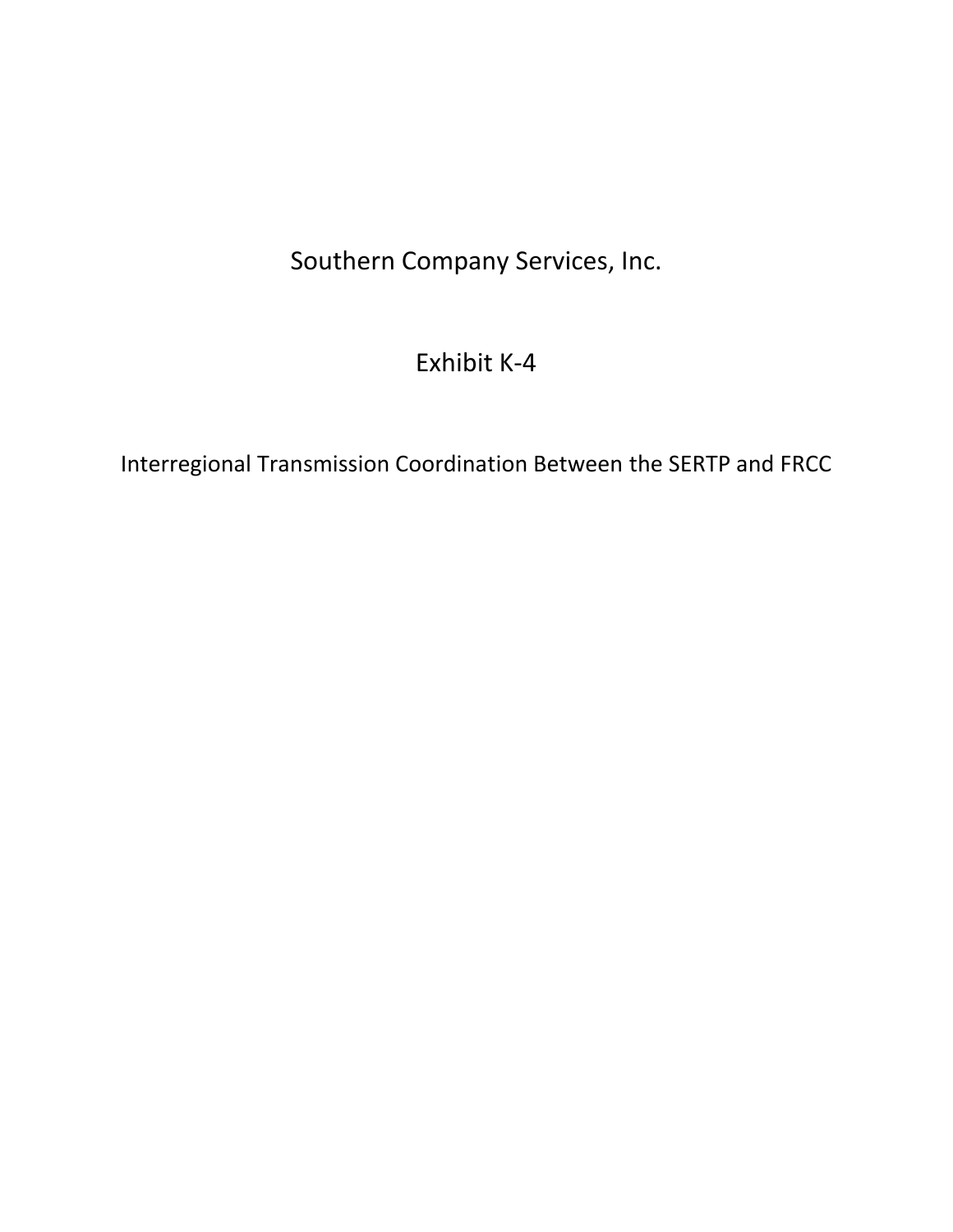Southern Company Services, Inc.

Exhibit K-4

Interregional Transmission Coordination Between the SERTP and FRCC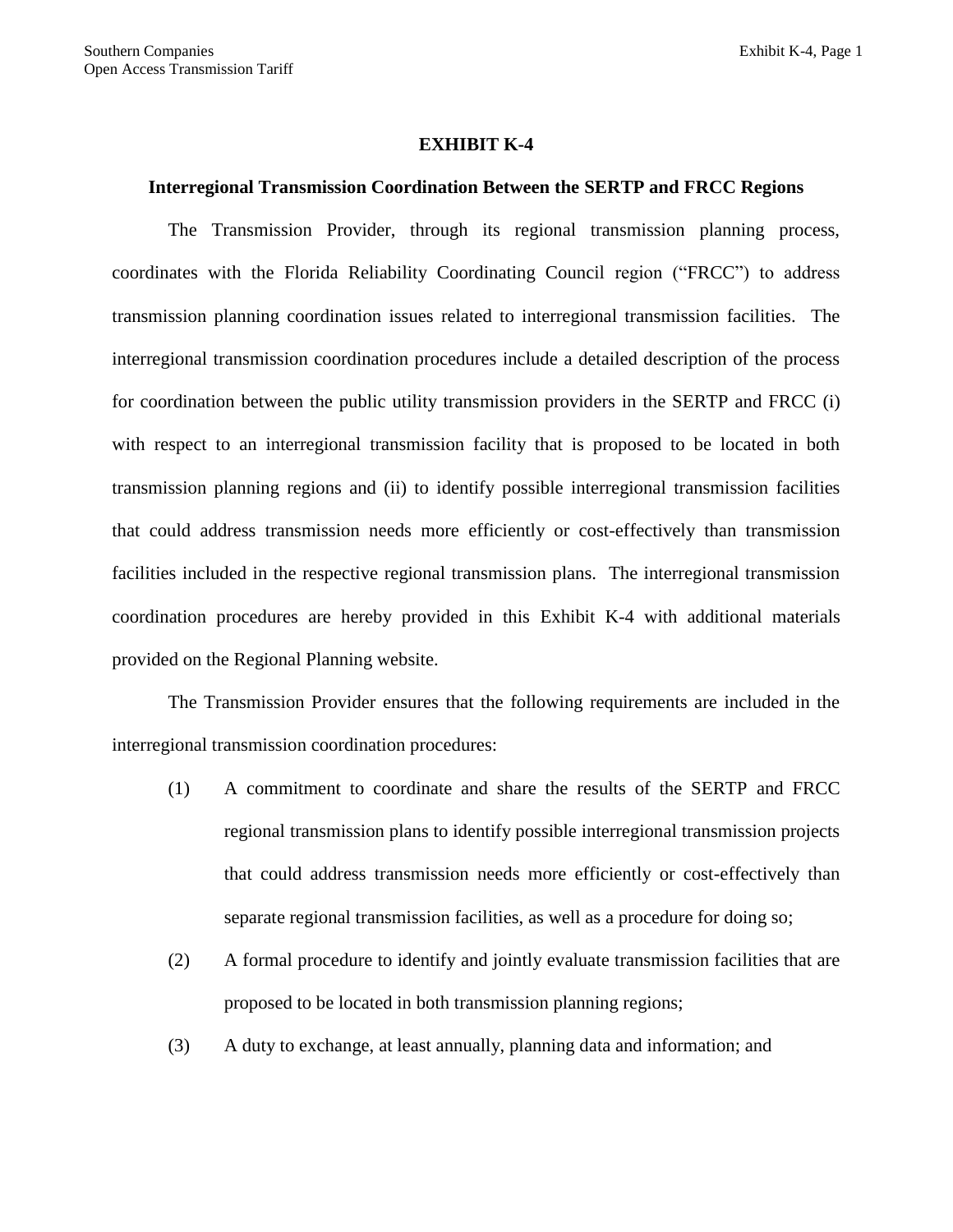# EXHIBIT K-4

## Interregional Transmission Coordination Between the SERTP and FRCC Regions

The Transmission Provider, through its regional transmission planning process, coordinates with the Florida Reliability Coordinating Council region ("FRCC") to address transmission planning coordination issues related to interregional transmission facilities. The interregional transmission coordination procedures include a detailed description of the process for coordination between the public utility transmission providers in the SERTP and FRCC (i) with respect to an interregional transmission facility that is proposed to be located in both transmission planning regions and (ii) to identify possible interregional transmission facilities that could address transmission needs more efficiently or cost-effectively than transmission facilities included in the respective regional transmission plans. The interregional transmission coordination procedures are hereby provided in this Exhibit K-4 with additional materials provided on the Regional Planning website.

The Transmission Provider ensures that the following requirements are included in the interregional transmission coordination procedures:

(1) A commitment to coordinate and share the results of the SERTP and FRCC regional transmission plans to identify possible interregional transmission projects that could address transmission needs more efficiently or cost-effectively than separate regional transmission facilities, as well as a procedure for doing so;

(2) A formal procedure to identify and jointly evaluate transmission facilities that are proposed to be located in both transmission planning regions;

(3) A duty to exchange, at least annually, planning data and information; and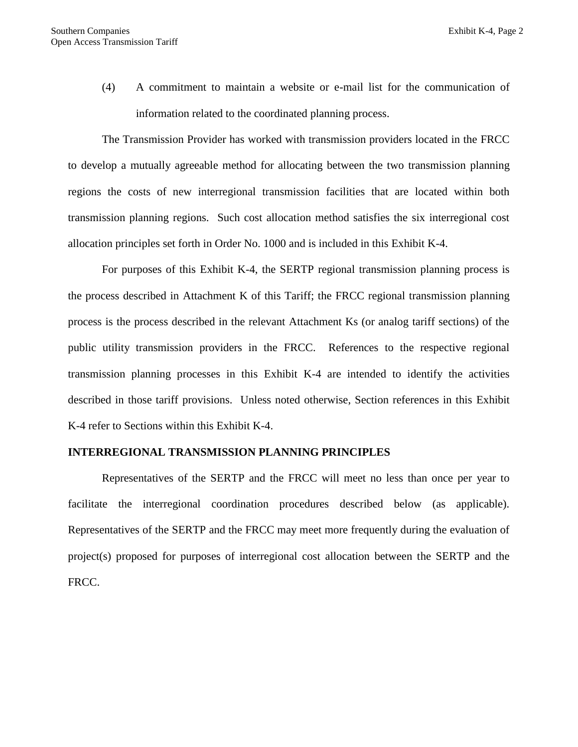(4) A commitment to maintain a website or e-mail list for the communication of information related to the coordinated planning process.

The Transmission Provider has worked with transmission providers located in the FRCC to develop a mutually agreeable method for allocating between the two transmission planning regions the costs of new interregional transmission facilities that are located within both transmission planning regions. Such cost allocation method satisfies the six interregional cost allocation principles set forth in Order No. 1000 and is included in this Exhibit K-4.

For purposes of this Exhibit K-4, the SERTP regional transmission planning process is the process described in Attachment K of this Tariff; the FRCC regional transmission planning process is the process described in the relevant Attachment Ks (or analog tariff sections) of the public utility transmission providers in the FRCC. References to the respective regional transmission planning processes in this Exhibit K-4 are intended to identify the activities described in those tariff provisions. Unless noted otherwise, Section references in this Exhibit K-4 refer to Sections within this Exhibit K-4.

**INTERREGIONAL TRANSMISSION PLANNING PRINCIPLES**

Representatives of the SERTP and the FRCC will meet no less than once per year to facilitate the interregional coordination procedures described below (as applicable). Representatives of the SERTP and the FRCC may meet more frequently during the evaluation of project(s) proposed for purposes of interregional cost allocation between the SERTP and the FRCC.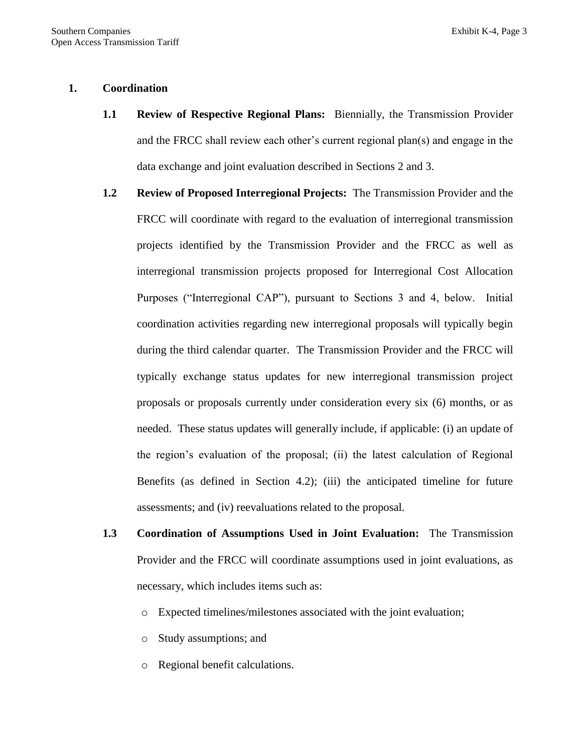## 1. Coordination

**1.1 Review of Respective Regional Plans:** Biennially, the Transmission Provider and the FRCC shall review each other's current regional plan(s) and engage in the data exchange and joint evaluation described in Sections 2 and 3.

**1.2 Review of Proposed Interregional Projects:** The Transmission Provider and the FRCC will coordinate with regard to the evaluation of interregional transmission projects identified by the Transmission Provider and the FRCC as well as interregional transmission projects proposed for Interregional Cost Allocation Purposes ("Interregional CAP"), pursuant to Sections 3 and 4, below. Initial coordination activities regarding new interregional proposals will typically begin during the third calendar quarter. The Transmission Provider and the FRCC will typically exchange status updates for new interregional transmission project proposals or proposals currently under consideration every six (6) months, or as needed. These status updates will generally include, if applicable: (i) an update of the region's evaluation of the proposal; (ii) the latest calculation of Regional Benefits (as defined in Section 4.2); (iii) the anticipated timeline for future assessments; and (iv) reevaluations related to the proposal.

**1.3 Coordination of Assumptions Used in Joint Evaluation:** The Transmission Provider and the FRCC will coordinate assumptions used in joint evaluations, as necessary, which includes items such as:

- Expected timelines/milestones associated with the joint evaluation;
- Study assumptions; and
- Regional benefit calculations.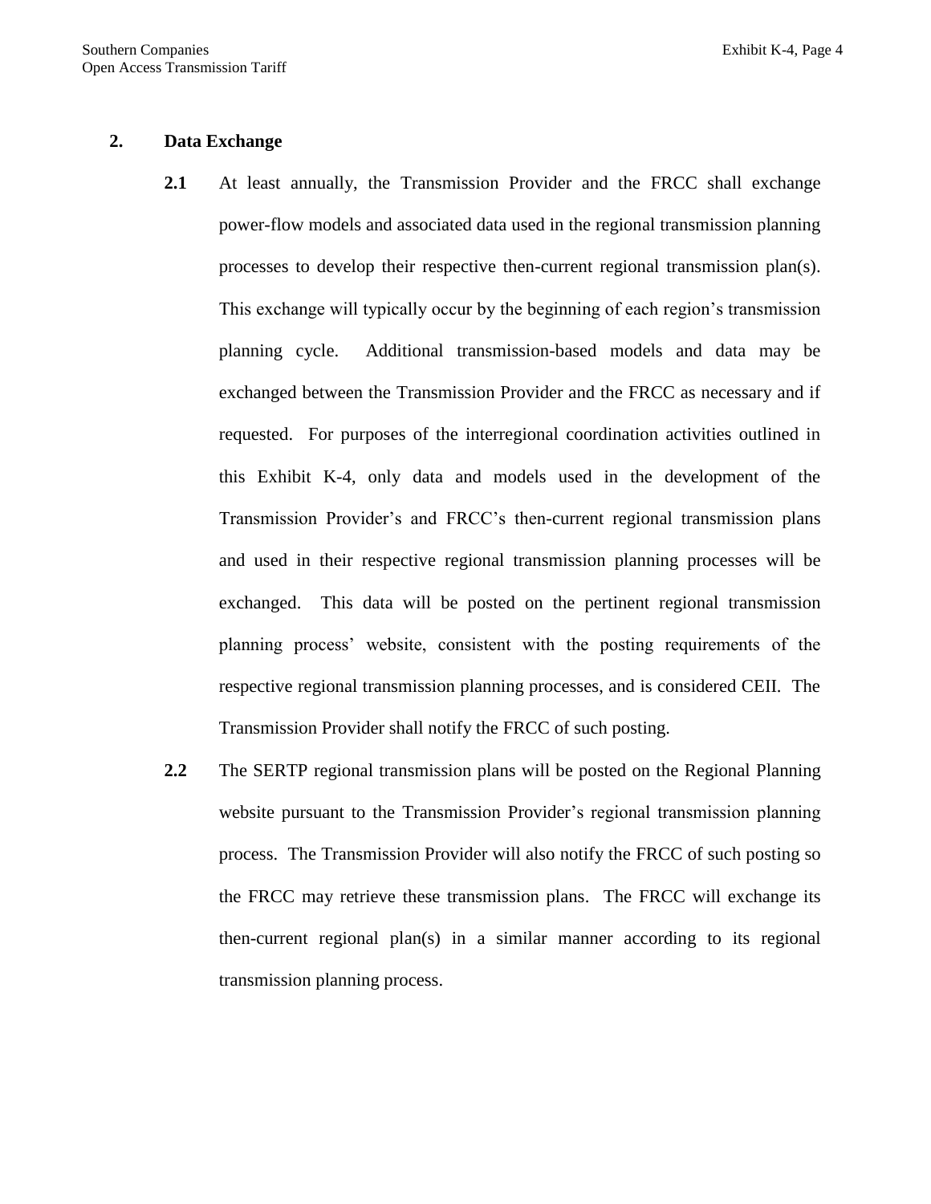## 2. Data Exchange

**2.1** At least annually, the Transmission Provider and the FRCC shall exchange power-flow models and associated data used in the regional transmission planning processes to develop their respective then-current regional transmission plan(s). This exchange will typically occur by the beginning of each region's transmission planning cycle. Additional transmission-based models and data may be exchanged between the Transmission Provider and the FRCC as necessary and if requested. For purposes of the interregional coordination activities outlined in this Exhibit K-4, only data and models used in the development of the Transmission Provider's and FRCC's then-current regional transmission plans and used in their respective regional transmission planning processes will be exchanged. This data will be posted on the pertinent regional transmission planning process' website, consistent with the posting requirements of the respective regional transmission planning processes, and is considered CEII. The Transmission Provider shall notify the FRCC of such posting.

**2.2** The SERTP regional transmission plans will be posted on the Regional Planning website pursuant to the Transmission Provider's regional transmission planning process. The Transmission Provider will also notify the FRCC of such posting so the FRCC may retrieve these transmission plans. The FRCC will exchange its then-current regional plan(s) in a similar manner according to its regional transmission planning process.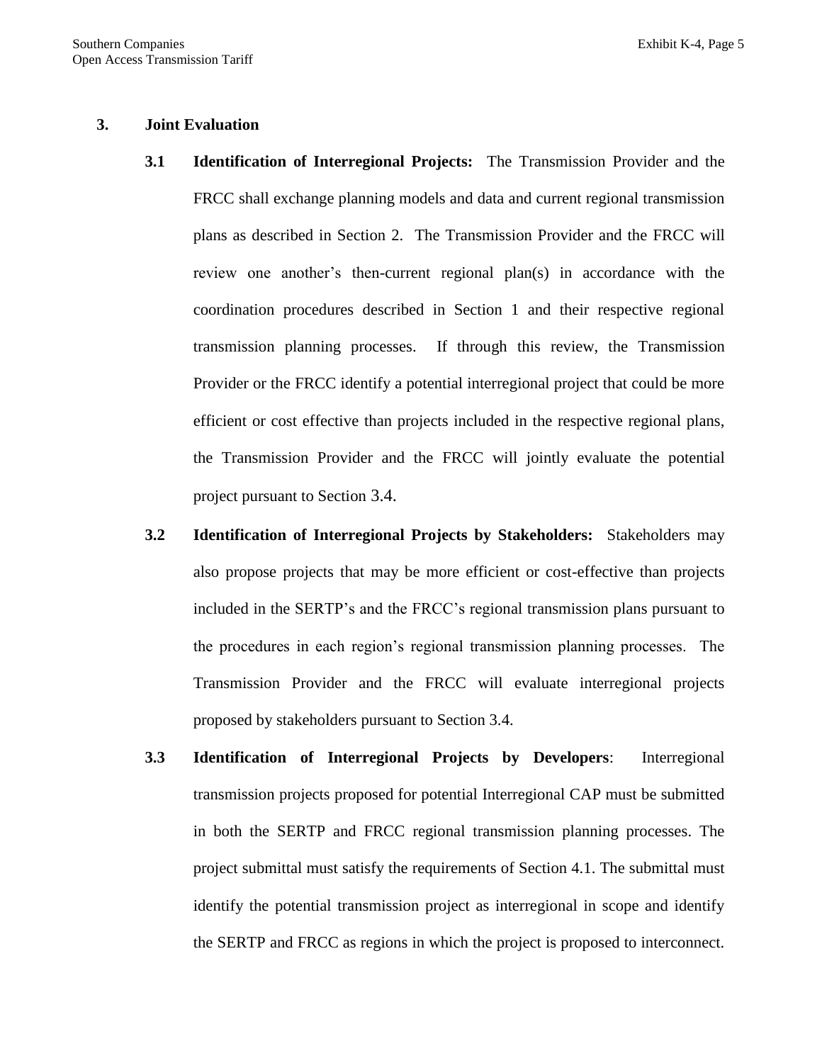## 3. Joint Evaluation

**3.1 Identification of Interregional Projects:** The Transmission Provider and the FRCC shall exchange planning models and data and current regional transmission plans as described in Section 2. The Transmission Provider and the FRCC will review one another's then-current regional plan(s) in accordance with the coordination procedures described in Section 1 and their respective regional transmission planning processes. If through this review, the Transmission Provider or the FRCC identify a potential interregional project that could be more efficient or cost effective than projects included in the respective regional plans, the Transmission Provider and the FRCC will jointly evaluate the potential project pursuant to Section 3.4.

**3.2 Identification of Interregional Projects by Stakeholders:** Stakeholders may also propose projects that may be more efficient or cost-effective than projects included in the SERTP's and the FRCC's regional transmission plans pursuant to the procedures in each region's regional transmission planning processes. The Transmission Provider and the FRCC will evaluate interregional projects proposed by stakeholders pursuant to Section 3.4.

**3.3 Identification of Interregional Projects by Developers**: Interregional transmission projects proposed for potential Interregional CAP must be submitted in both the SERTP and FRCC regional transmission planning processes. The project submittal must satisfy the requirements of Section 4.1. The submittal must identify the potential transmission project as interregional in scope and identify the SERTP and FRCC as regions in which the project is proposed to interconnect.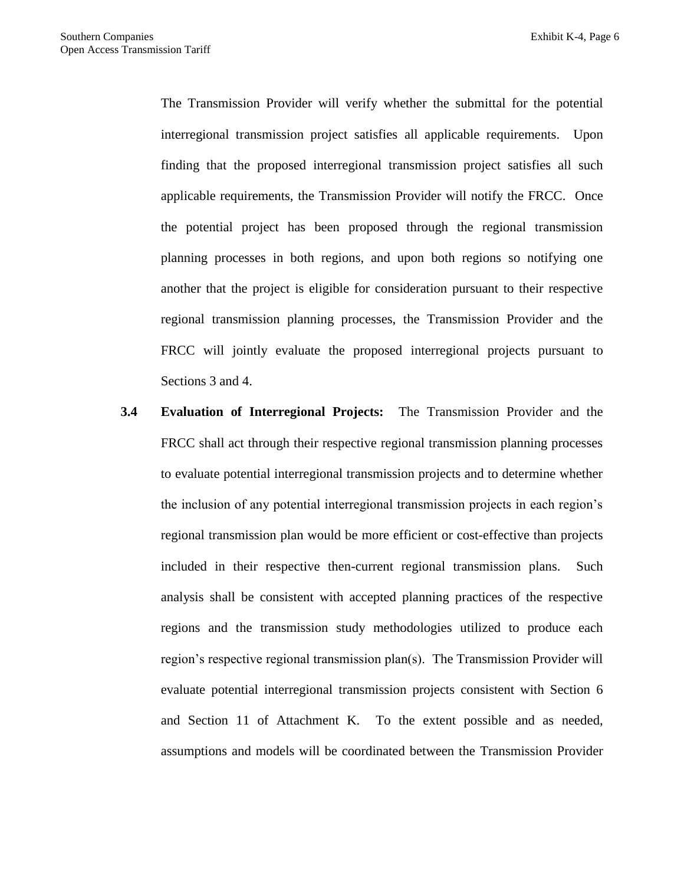The Transmission Provider will verify whether the submittal for the potential interregional transmission project satisfies all applicable requirements. Upon finding that the proposed interregional transmission project satisfies all such applicable requirements, the Transmission Provider will notify the FRCC. Once the potential project has been proposed through the regional transmission planning processes in both regions, and upon both regions so notifying one another that the project is eligible for consideration pursuant to their respective regional transmission planning processes, the Transmission Provider and the FRCC will jointly evaluate the proposed interregional projects pursuant to Sections 3 and 4.

**3.4 Evaluation of Interregional Projects:** The Transmission Provider and the FRCC shall act through their respective regional transmission planning processes to evaluate potential interregional transmission projects and to determine whether the inclusion of any potential interregional transmission projects in each region's regional transmission plan would be more efficient or cost-effective than projects included in their respective then-current regional transmission plans. Such analysis shall be consistent with accepted planning practices of the respective regions and the transmission study methodologies utilized to produce each region's respective regional transmission plan(s). The Transmission Provider will evaluate potential interregional transmission projects consistent with Section 6 and Section 11 of Attachment K. To the extent possible and as needed, assumptions and models will be coordinated between the Transmission Provider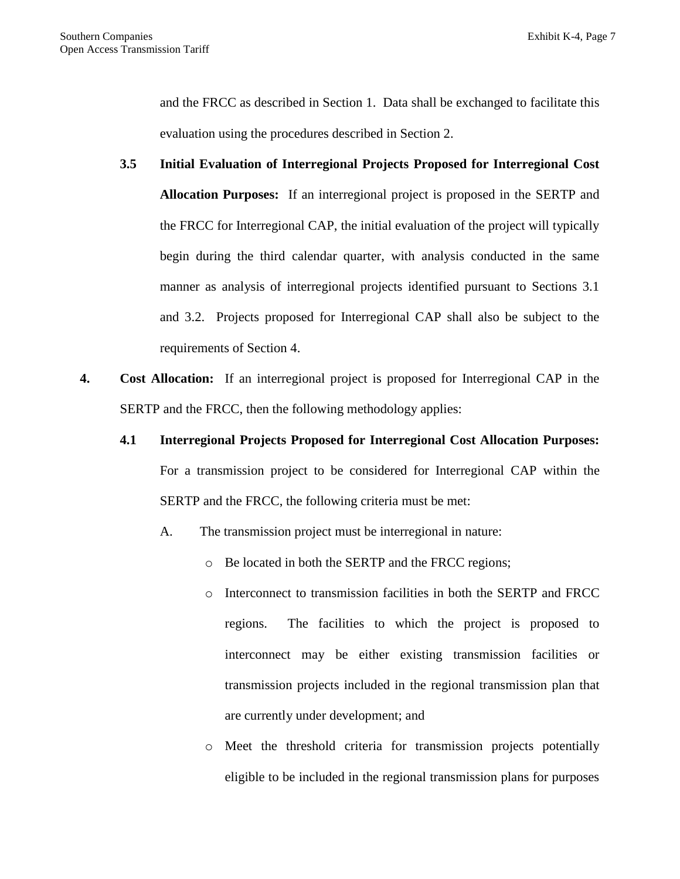and the FRCC as described in Section 1. Data shall be exchanged to facilitate this evaluation using the procedures described in Section 2.

**3.5 Initial Evaluation of Interregional Projects Proposed for Interregional Cost Allocation Purposes:** If an interregional project is proposed in the SERTP and the FRCC for Interregional CAP, the initial evaluation of the project will typically begin during the third calendar quarter, with analysis conducted in the same manner as analysis of interregional projects identified pursuant to Sections 3.1 and 3.2. Projects proposed for Interregional CAP shall also be subject to the requirements of Section 4.

**4. Cost Allocation:** If an interregional project is proposed for Interregional CAP in the SERTP and the FRCC, then the following methodology applies:

**4.1 Interregional Projects Proposed for Interregional Cost Allocation Purposes:** For a transmission project to be considered for Interregional CAP within the SERTP and the FRCC, the following criteria must be met:

A. The transmission project must be interregional in nature:

- Be located in both the SERTP and the FRCC regions;
- Interconnect to transmission facilities in both the SERTP and FRCC regions. The facilities to which the project is proposed to interconnect may be either existing transmission facilities or transmission projects included in the regional transmission plan that are currently under development; and
- Meet the threshold criteria for transmission projects potentially eligible to be included in the regional transmission plans for purposes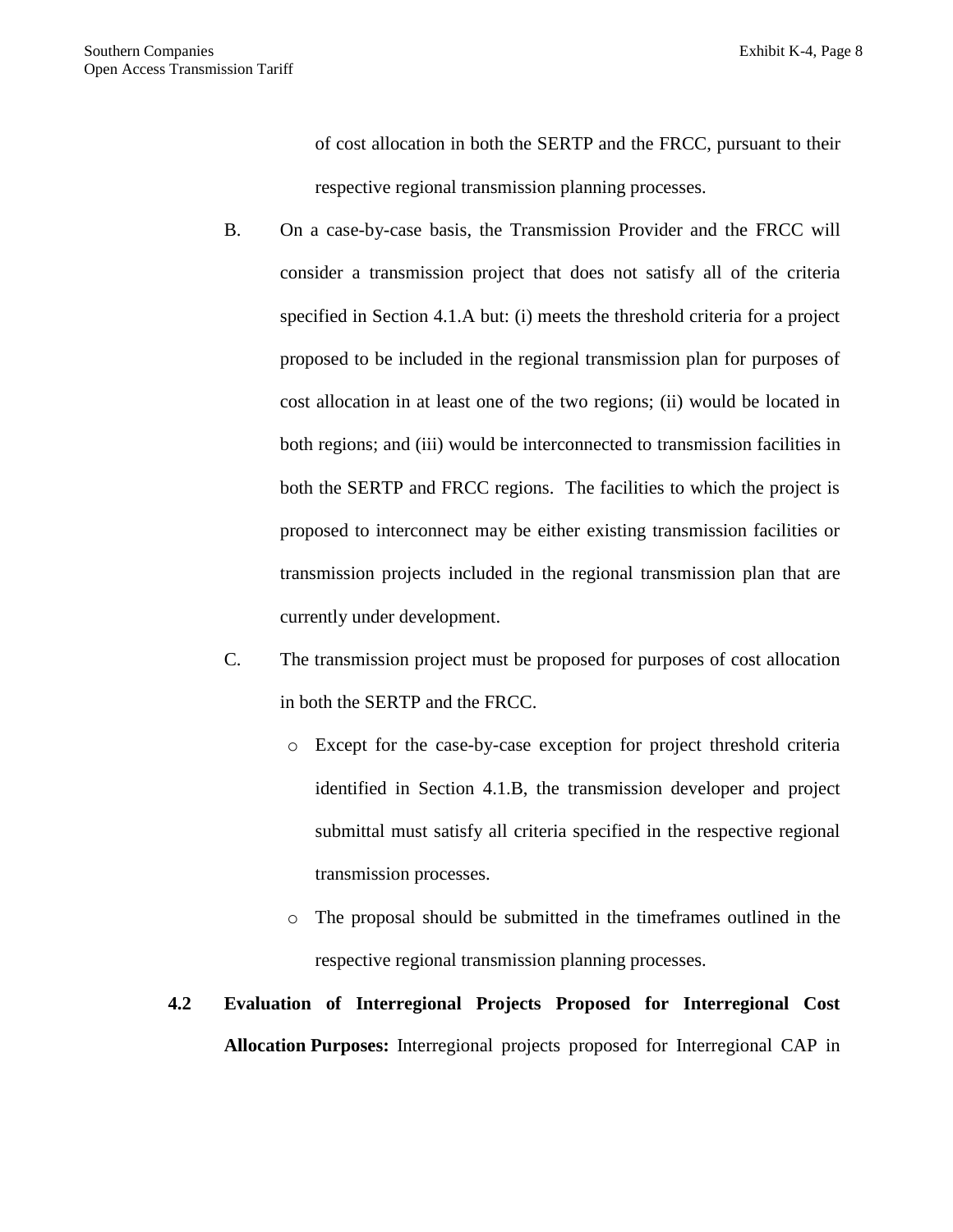of cost allocation in both the SERTP and the FRCC, pursuant to their respective regional transmission planning processes.

B. On a case-by-case basis, the Transmission Provider and the FRCC will consider a transmission project that does not satisfy all of the criteria specified in Section 4.1.A but: (i) meets the threshold criteria for a project proposed to be included in the regional transmission plan for purposes of cost allocation in at least one of the two regions; (ii) would be located in both regions; and (iii) would be interconnected to transmission facilities in both the SERTP and FRCC regions. The facilities to which the project is proposed to interconnect may be either existing transmission facilities or transmission projects included in the regional transmission plan that are currently under development.

C. The transmission project must be proposed for purposes of cost allocation in both the SERTP and the FRCC.

- Except for the case-by-case exception for project threshold criteria identified in Section 4.1.B, the transmission developer and project submittal must satisfy all criteria specified in the respective regional transmission processes.
- The proposal should be submitted in the timeframes outlined in the respective regional transmission planning processes.

**4.2 Evaluation of Interregional Projects Proposed for Interregional Cost Allocation Purposes:** Interregional projects proposed for Interregional CAP in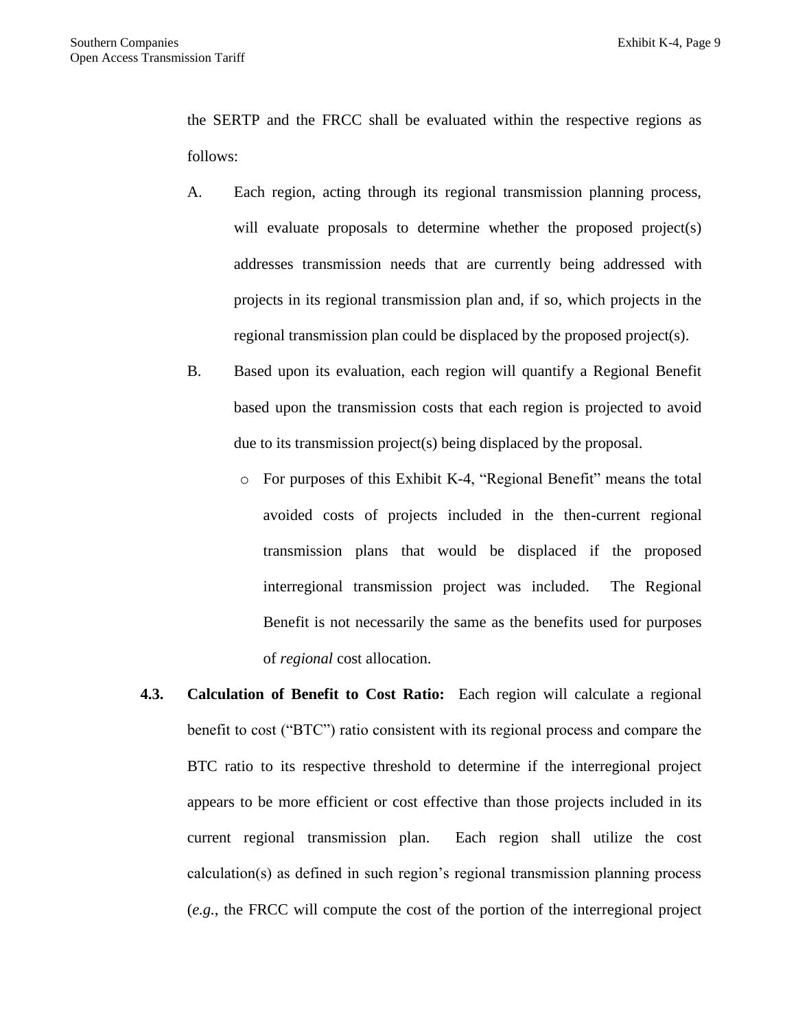the SERTP and the FRCC shall be evaluated within the respective regions as follows:

A. Each region, acting through its regional transmission planning process, will evaluate proposals to determine whether the proposed project(s) addresses transmission needs that are currently being addressed with projects in its regional transmission plan and, if so, which projects in the regional transmission plan could be displaced by the proposed project(s).

B. Based upon its evaluation, each region will quantify a Regional Benefit based upon the transmission costs that each region is projected to avoid due to its transmission project(s) being displaced by the proposal.

   - For purposes of this Exhibit K-4, "Regional Benefit" means the total avoided costs of projects included in the then-current regional transmission plans that would be displaced if the proposed interregional transmission project was included. The Regional Benefit is not necessarily the same as the benefits used for purposes of *regional* cost allocation.

**4.3. Calculation of Benefit to Cost Ratio:** Each region will calculate a regional benefit to cost ("BTC") ratio consistent with its regional process and compare the BTC ratio to its respective threshold to determine if the interregional project appears to be more efficient or cost effective than those projects included in its current regional transmission plan. Each region shall utilize the cost calculation(s) as defined in such region's regional transmission planning process (*e.g.*, the FRCC will compute the cost of the portion of the interregional project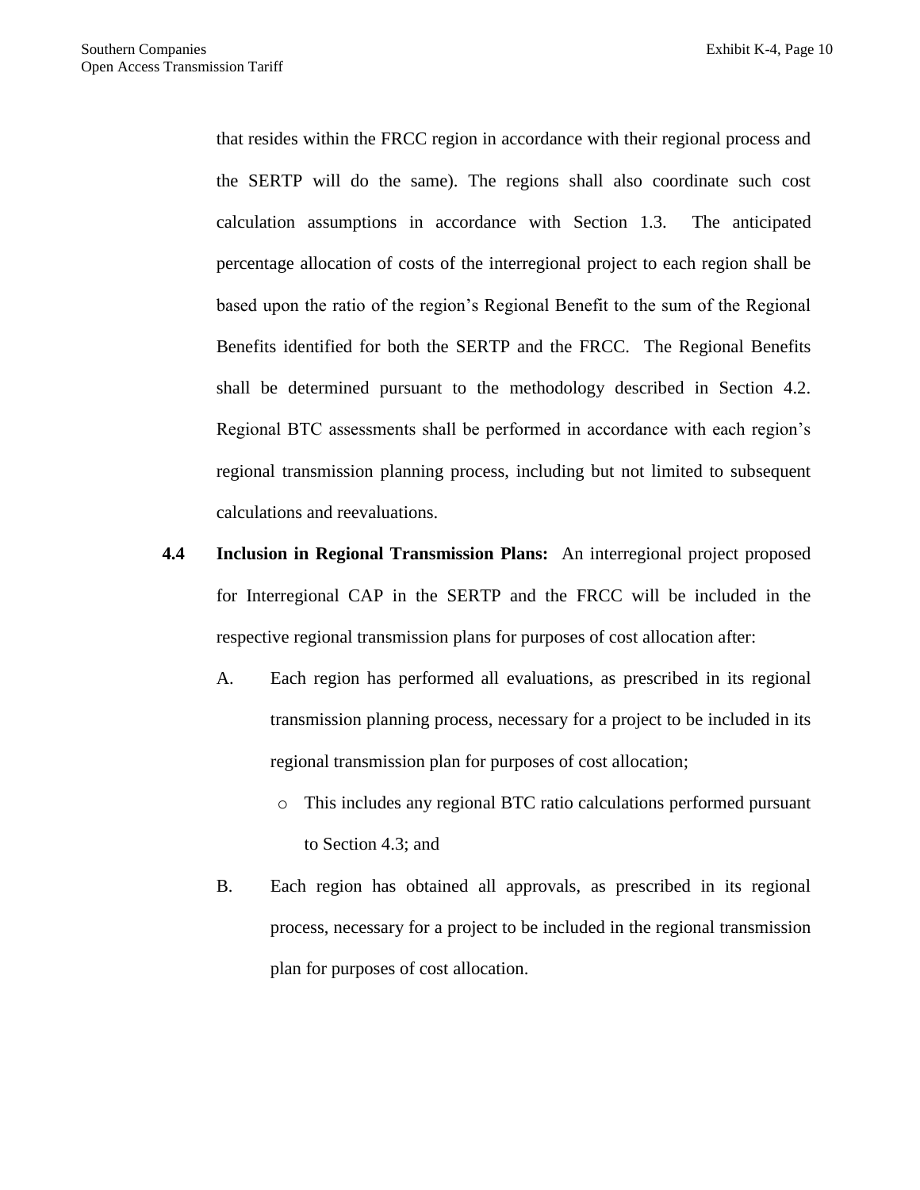that resides within the FRCC region in accordance with their regional process and the SERTP will do the same). The regions shall also coordinate such cost calculation assumptions in accordance with Section 1.3. The anticipated percentage allocation of costs of the interregional project to each region shall be based upon the ratio of the region's Regional Benefit to the sum of the Regional Benefits identified for both the SERTP and the FRCC. The Regional Benefits shall be determined pursuant to the methodology described in Section 4.2. Regional BTC assessments shall be performed in accordance with each region's regional transmission planning process, including but not limited to subsequent calculations and reevaluations.

**4.4 Inclusion in Regional Transmission Plans:** An interregional project proposed for Interregional CAP in the SERTP and the FRCC will be included in the respective regional transmission plans for purposes of cost allocation after:

A. Each region has performed all evaluations, as prescribed in its regional transmission planning process, necessary for a project to be included in its regional transmission plan for purposes of cost allocation;

- This includes any regional BTC ratio calculations performed pursuant to Section 4.3; and

B. Each region has obtained all approvals, as prescribed in its regional process, necessary for a project to be included in the regional transmission plan for purposes of cost allocation.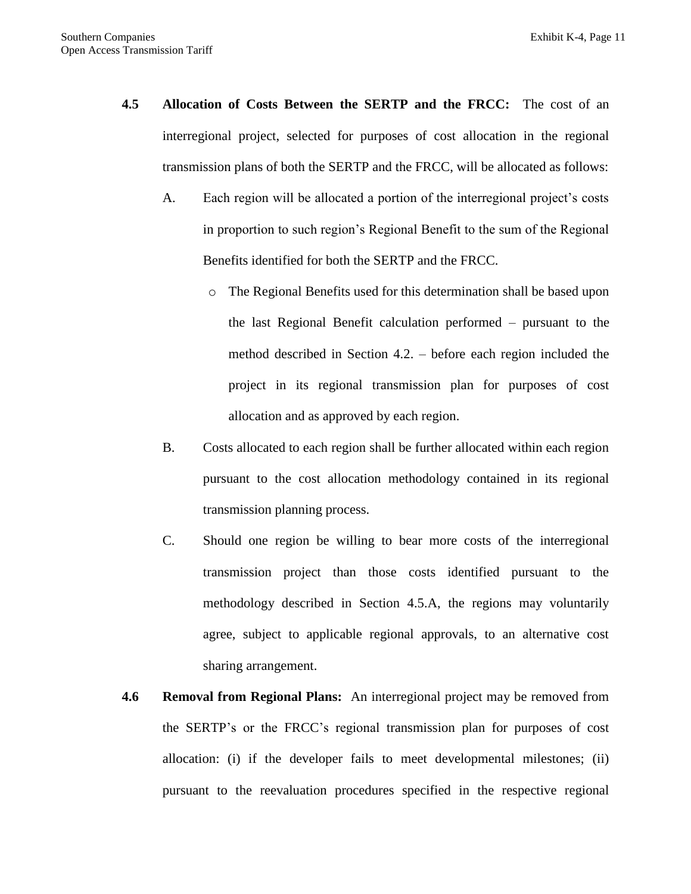**4.5 Allocation of Costs Between the SERTP and the FRCC:** The cost of an interregional project, selected for purposes of cost allocation in the regional transmission plans of both the SERTP and the FRCC, will be allocated as follows:

A. Each region will be allocated a portion of the interregional project's costs in proportion to such region's Regional Benefit to the sum of the Regional Benefits identified for both the SERTP and the FRCC.

- The Regional Benefits used for this determination shall be based upon the last Regional Benefit calculation performed – pursuant to the method described in Section 4.2. – before each region included the project in its regional transmission plan for purposes of cost allocation and as approved by each region.

B. Costs allocated to each region shall be further allocated within each region pursuant to the cost allocation methodology contained in its regional transmission planning process.

C. Should one region be willing to bear more costs of the interregional transmission project than those costs identified pursuant to the methodology described in Section 4.5.A, the regions may voluntarily agree, subject to applicable regional approvals, to an alternative cost sharing arrangement.

**4.6 Removal from Regional Plans:** An interregional project may be removed from the SERTP's or the FRCC's regional transmission plan for purposes of cost allocation: (i) if the developer fails to meet developmental milestones; (ii) pursuant to the reevaluation procedures specified in the respective regional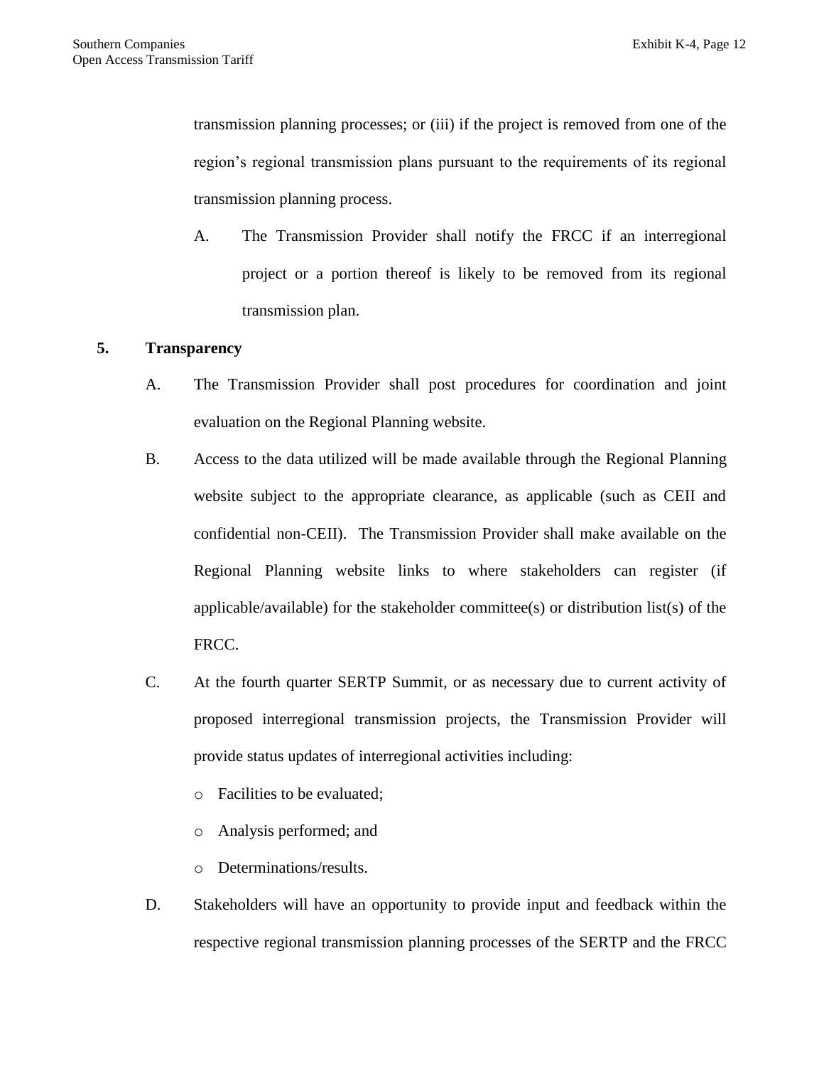transmission planning processes; or (iii) if the project is removed from one of the region's regional transmission plans pursuant to the requirements of its regional transmission planning process.

A. The Transmission Provider shall notify the FRCC if an interregional project or a portion thereof is likely to be removed from its regional transmission plan.

**5. Transparency**

A. The Transmission Provider shall post procedures for coordination and joint evaluation on the Regional Planning website.

B. Access to the data utilized will be made available through the Regional Planning website subject to the appropriate clearance, as applicable (such as CEII and confidential non-CEII). The Transmission Provider shall make available on the Regional Planning website links to where stakeholders can register (if applicable/available) for the stakeholder committee(s) or distribution list(s) of the FRCC.

C. At the fourth quarter SERTP Summit, or as necessary due to current activity of proposed interregional transmission projects, the Transmission Provider will provide status updates of interregional activities including:

- Facilities to be evaluated;
- Analysis performed; and
- Determinations/results.

D. Stakeholders will have an opportunity to provide input and feedback within the respective regional transmission planning processes of the SERTP and the FRCC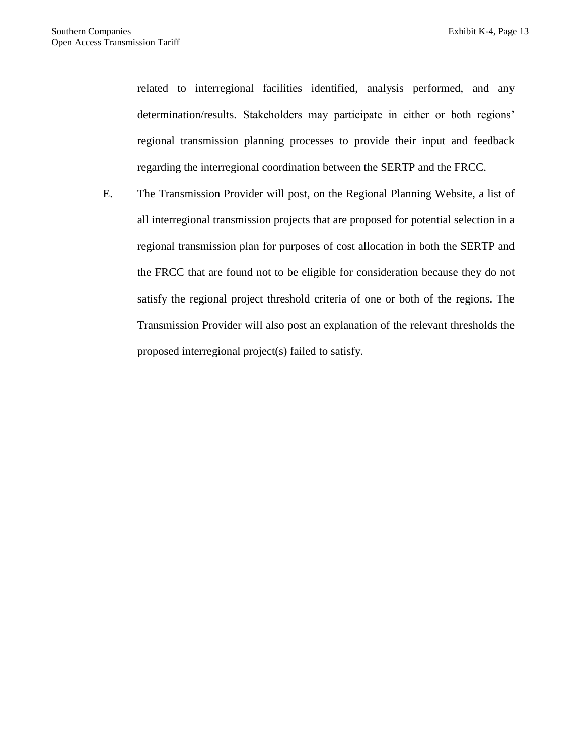related to interregional facilities identified, analysis performed, and any determination/results. Stakeholders may participate in either or both regions' regional transmission planning processes to provide their input and feedback regarding the interregional coordination between the SERTP and the FRCC.

E. The Transmission Provider will post, on the Regional Planning Website, a list of all interregional transmission projects that are proposed for potential selection in a regional transmission plan for purposes of cost allocation in both the SERTP and the FRCC that are found not to be eligible for consideration because they do not satisfy the regional project threshold criteria of one or both of the regions. The Transmission Provider will also post an explanation of the relevant thresholds the proposed interregional project(s) failed to satisfy.